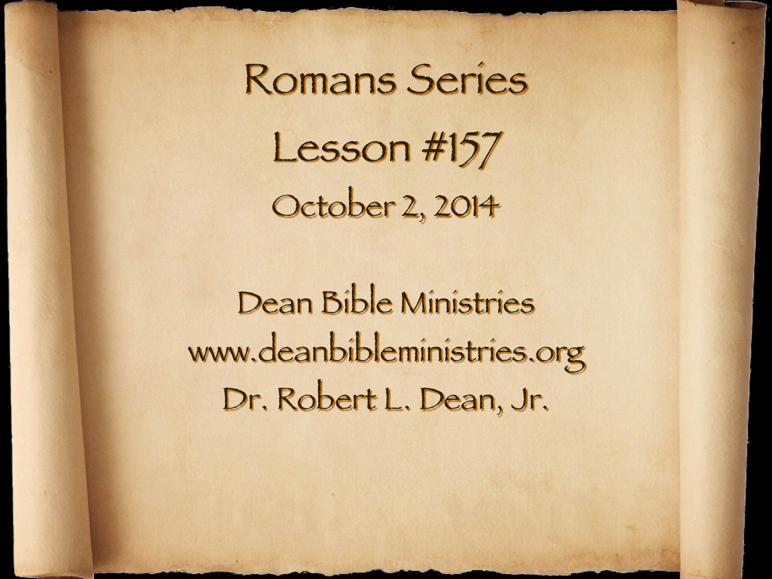# Romans Series

## Lesson #157

October 2, 2014

Dean Bible Ministries

www.deanbibleministries.org

Dr. Robert L. Dean, Jr.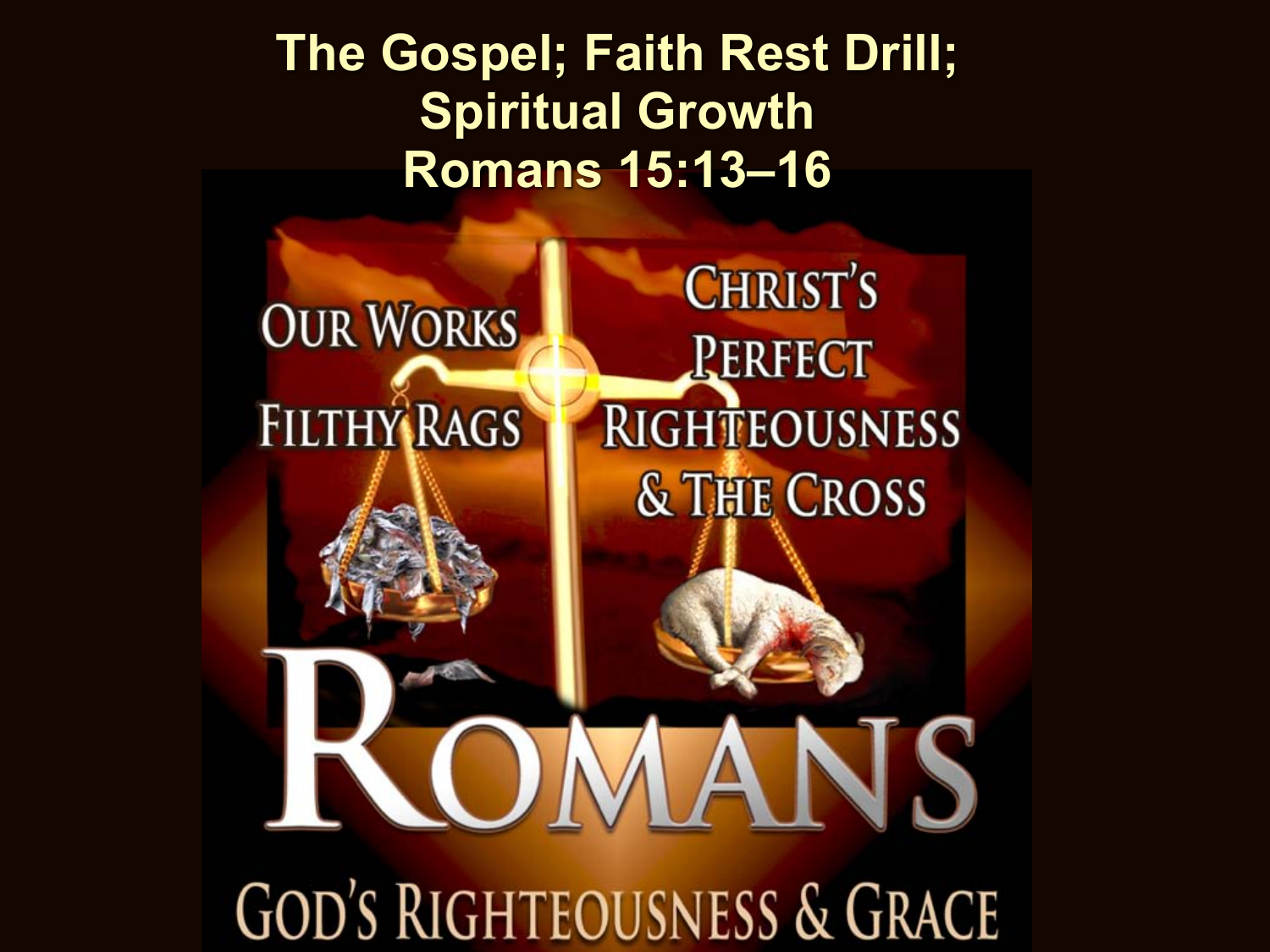# The Gospel; Faith Rest Drill; Spiritual Growth
## Romans 15:13–16

Our Works Filthy Rags

Christ's Perfect Righteousness & The Cross

ROMANS

God's Righteousness & Grace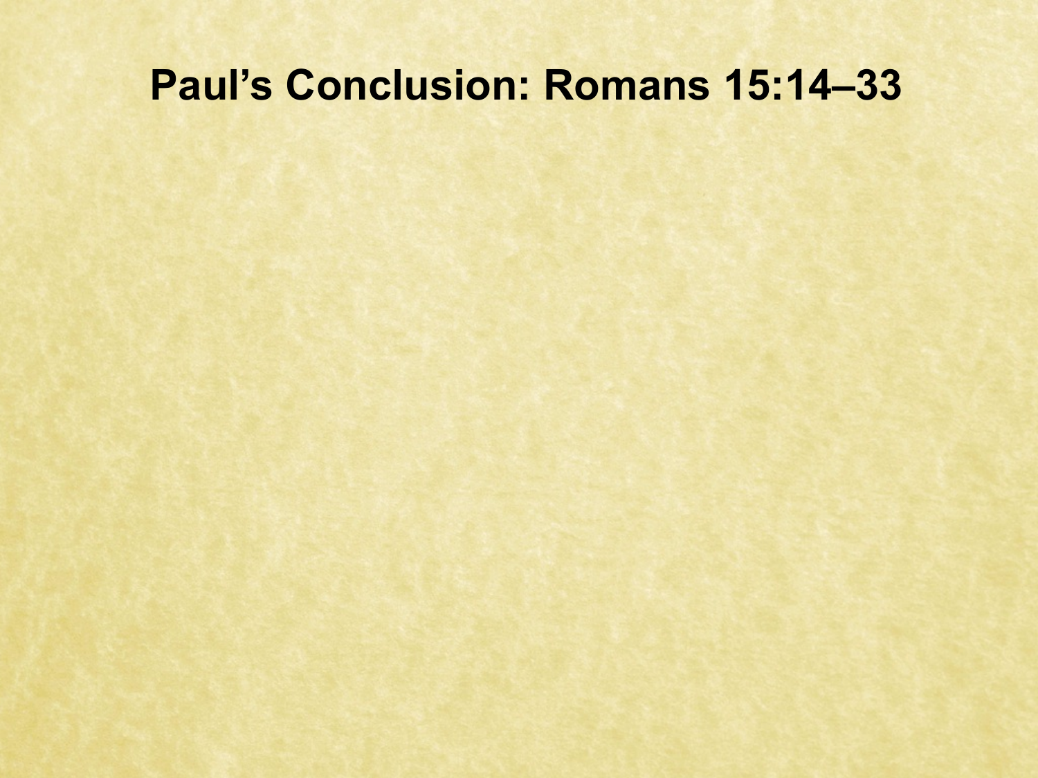# Paul’s Conclusion: Romans 15:14–33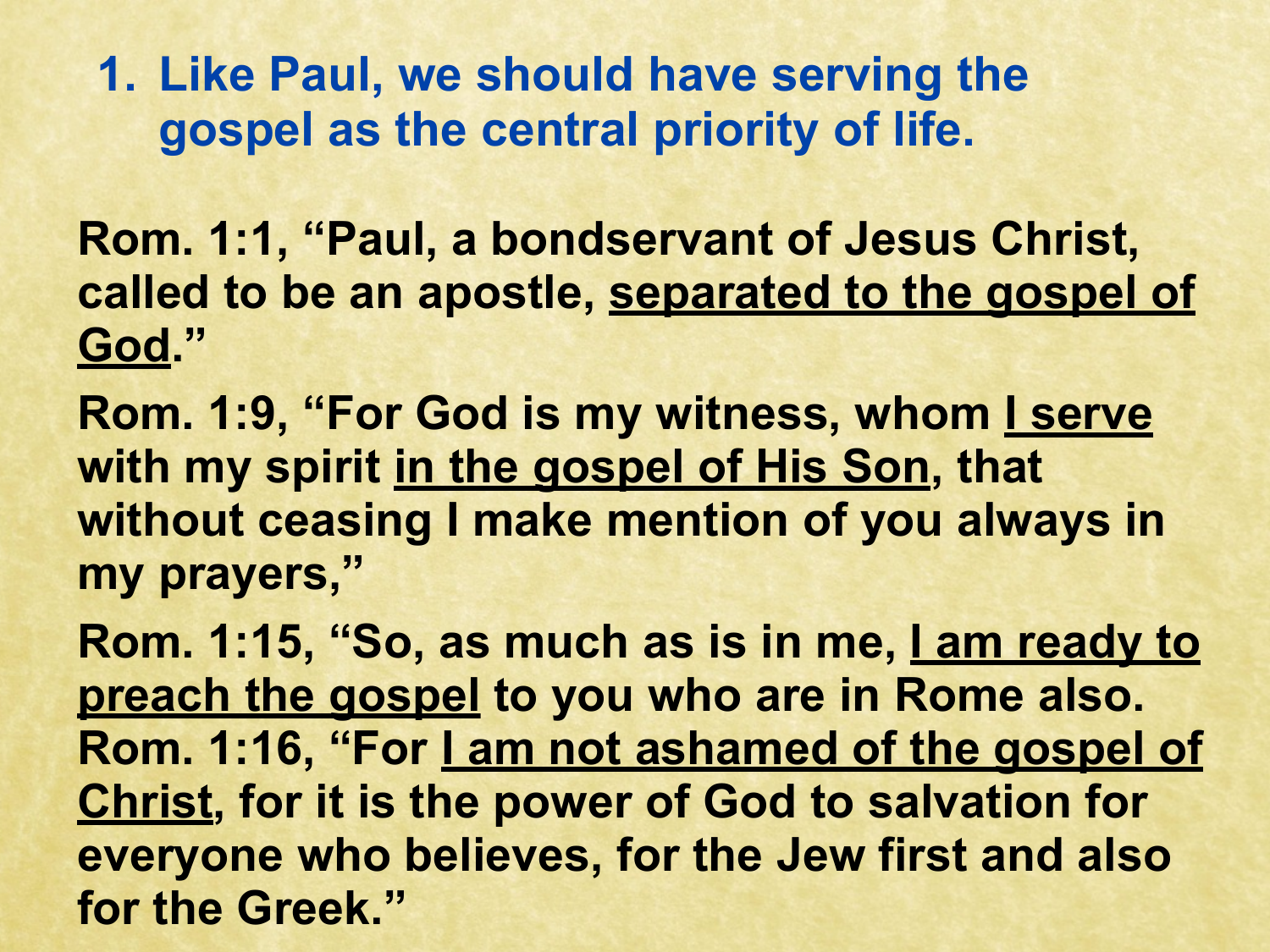1. **Like Paul, we should have serving the gospel as the central priority of life.**

**Rom. 1:1, “Paul, a bondservant of Jesus Christ, called to be an apostle, <u>separated to the gospel of God</u>.”**

**Rom. 1:9, “For God is my witness, whom <u>I serve</u> with my spirit <u>in the gospel of His Son</u>, that without ceasing I make mention of you always in my prayers,”**

**Rom. 1:15, “So, as much as is in me, <u>I am ready to preach the gospel</u> to you who are in Rome also.**
**Rom. 1:16, “For <u>I am not ashamed of the gospel of Christ</u>, for it is the power of God to salvation for everyone who believes, for the Jew first and also for the Greek.”**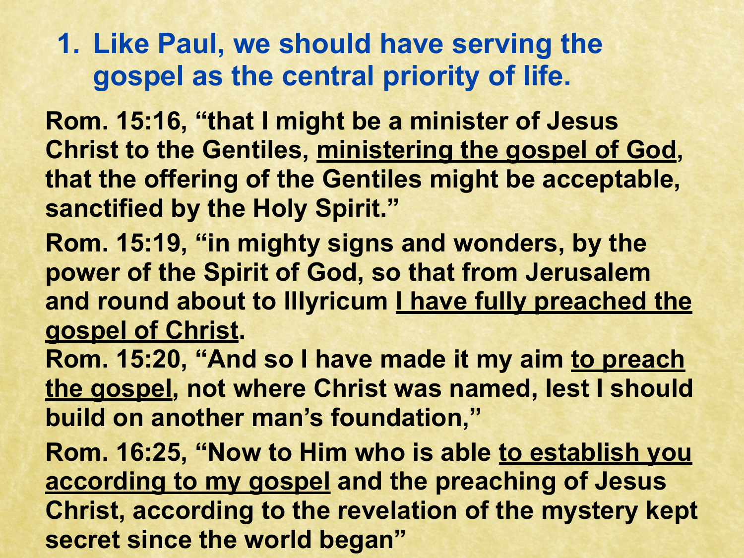## 1. Like Paul, we should have serving the gospel as the central priority of life.

**Rom. 15:16, "that I might be a minister of Jesus Christ to the Gentiles, <u>ministering the gospel of God</u>, that the offering of the Gentiles might be acceptable, sanctified by the Holy Spirit."**

**Rom. 15:19, "in mighty signs and wonders, by the power of the Spirit of God, so that from Jerusalem and round about to Illyricum <u>I have fully preached the gospel of Christ</u>.**

**Rom. 15:20, "And so I have made it my aim <u>to preach the gospel</u>, not where Christ was named, lest I should build on another man's foundation,"**

**Rom. 16:25, "Now to Him who is able <u>to establish you according to my gospel</u> and the preaching of Jesus Christ, according to the revelation of the mystery kept secret since the world began"**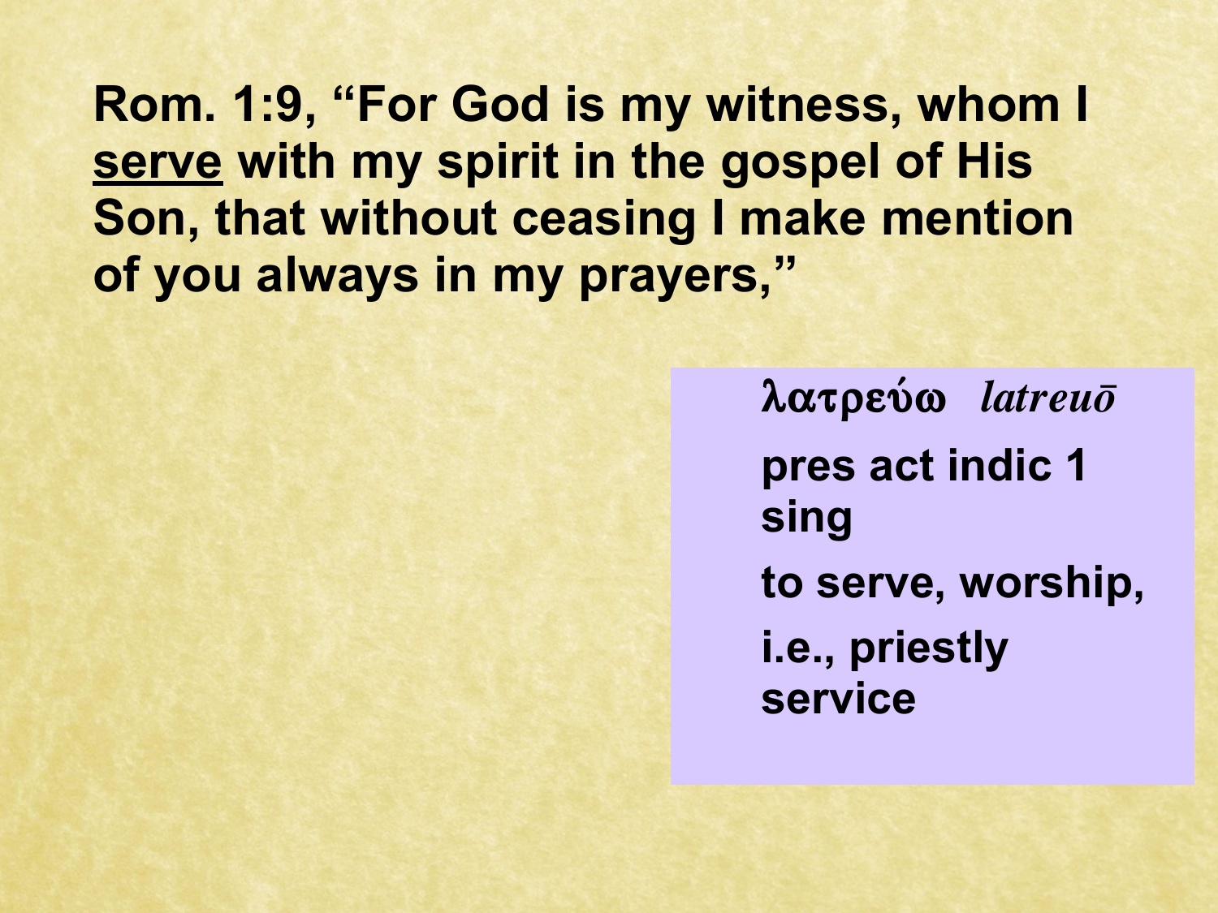**Rom. 1:9, "For God is my witness, whom I <u>serve</u> with my spirit in the gospel of His Son, that without ceasing I make mention of you always in my prayers,"**

λατρεύω *latreuō*

**pres act indic 1 sing**

**to serve, worship,**

**i.e., priestly service**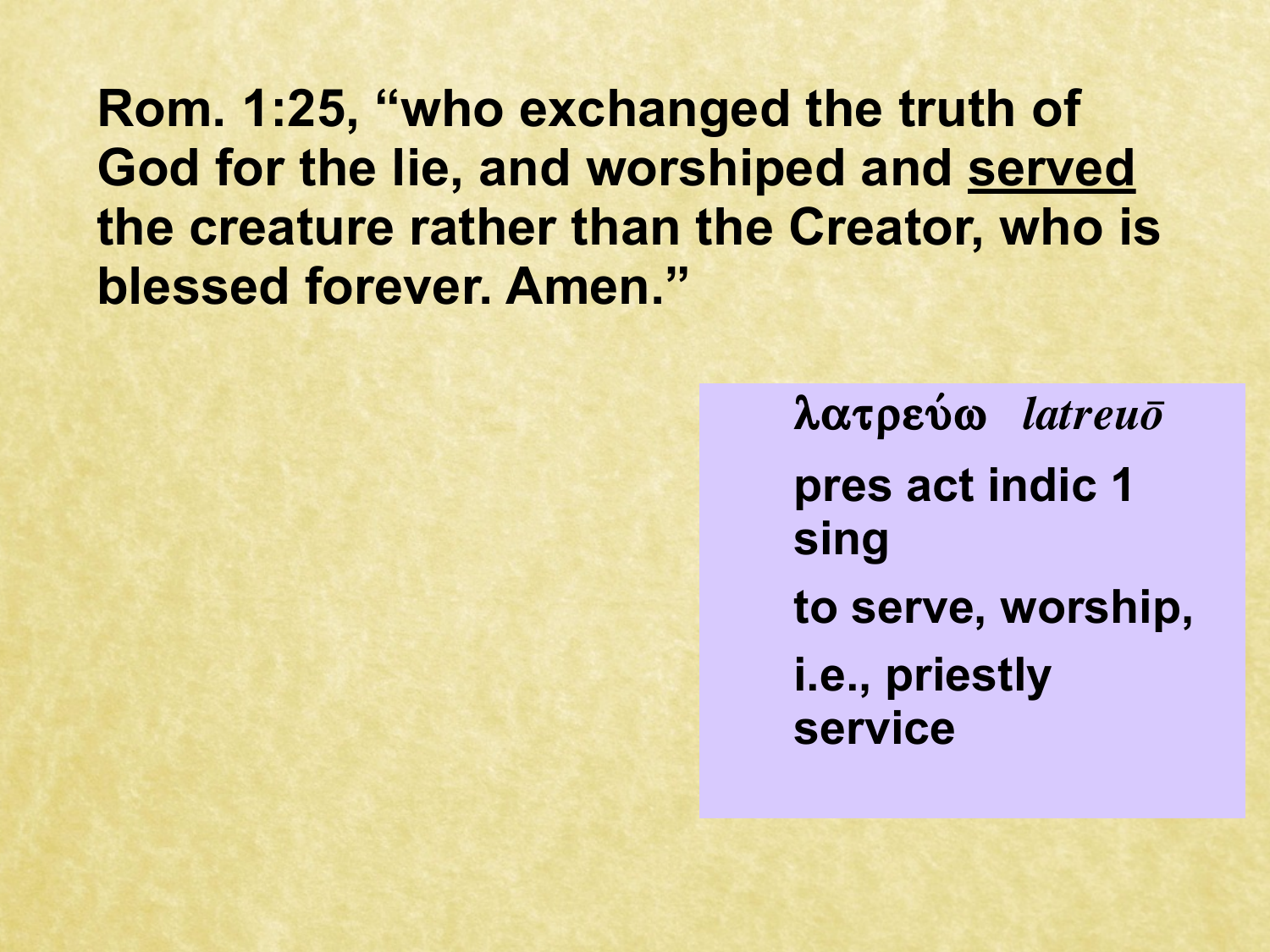**Rom. 1:25, "who exchanged the truth of God for the lie, and worshiped and <u>served</u> the creature rather than the Creator, who is blessed forever. Amen."**

**λατρεύω** *latreuō*

**pres act indic 1 sing**

**to serve, worship,**

**i.e., priestly service**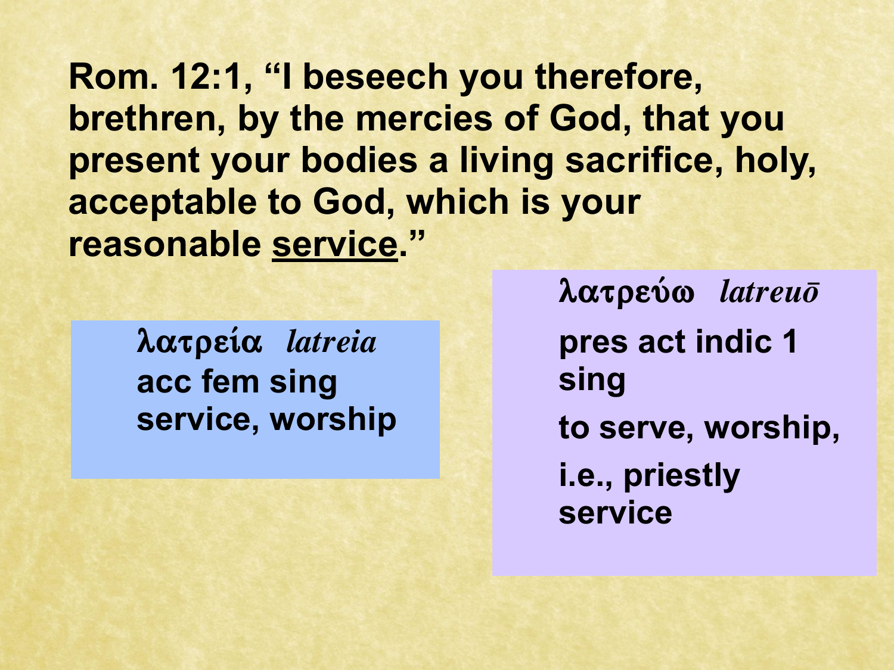**Rom. 12:1, "I beseech you therefore, brethren, by the mercies of God, that you present your bodies a living sacrifice, holy, acceptable to God, which is your reasonable <u>service</u>."**

**λατρεία** *latreia*
**acc fem sing**
**service, worship**

**λατρεύω** *latreuō*
**pres act indic 1 sing**
**to serve, worship,**
**i.e., priestly service**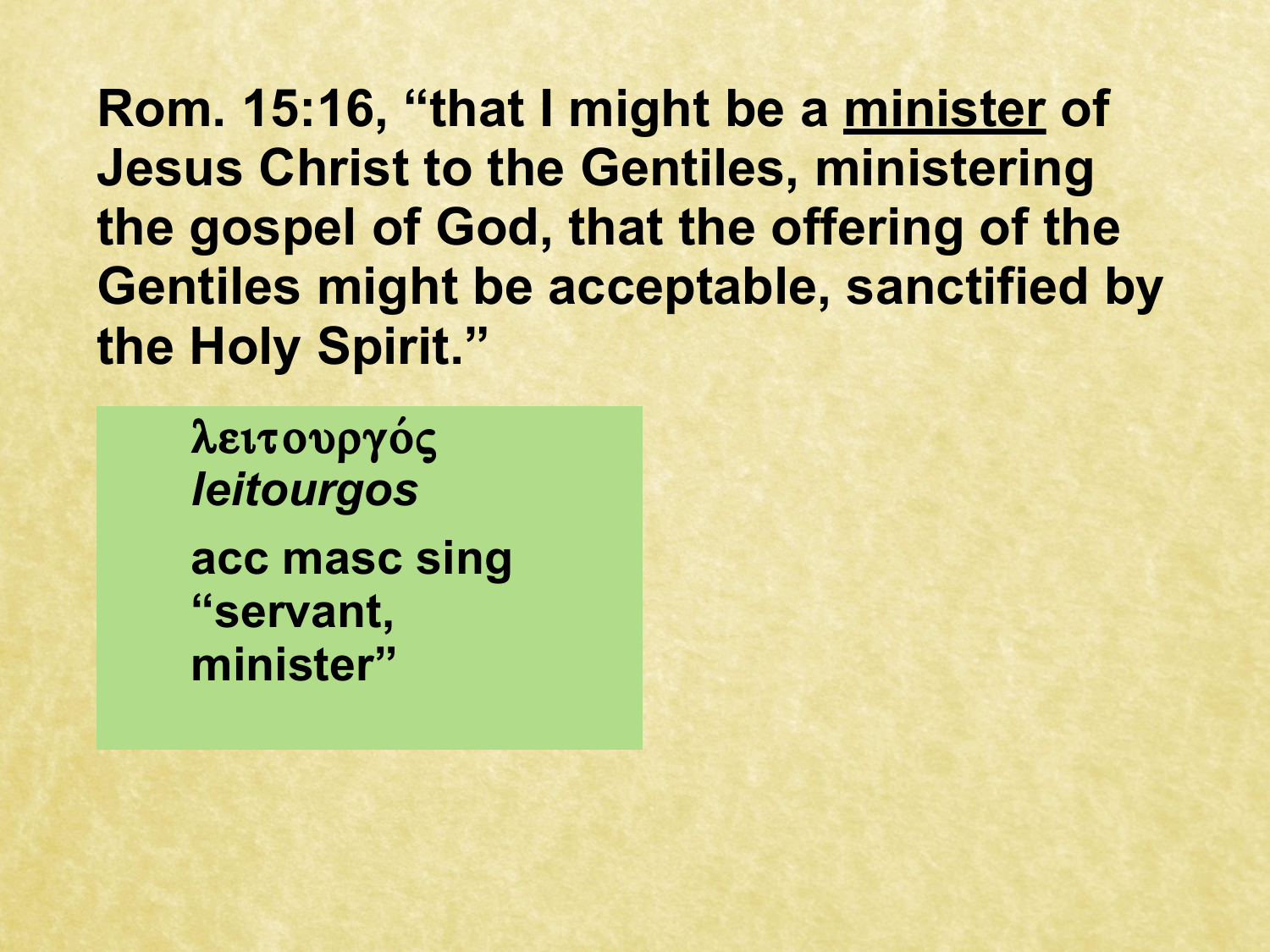**Rom. 15:16, "that I might be a <u>minister</u> of Jesus Christ to the Gentiles, ministering the gospel of God, that the offering of the Gentiles might be acceptable, sanctified by the Holy Spirit."**

**λειτουργός**
***leitourgos***
**acc masc sing**
**"servant, minister"**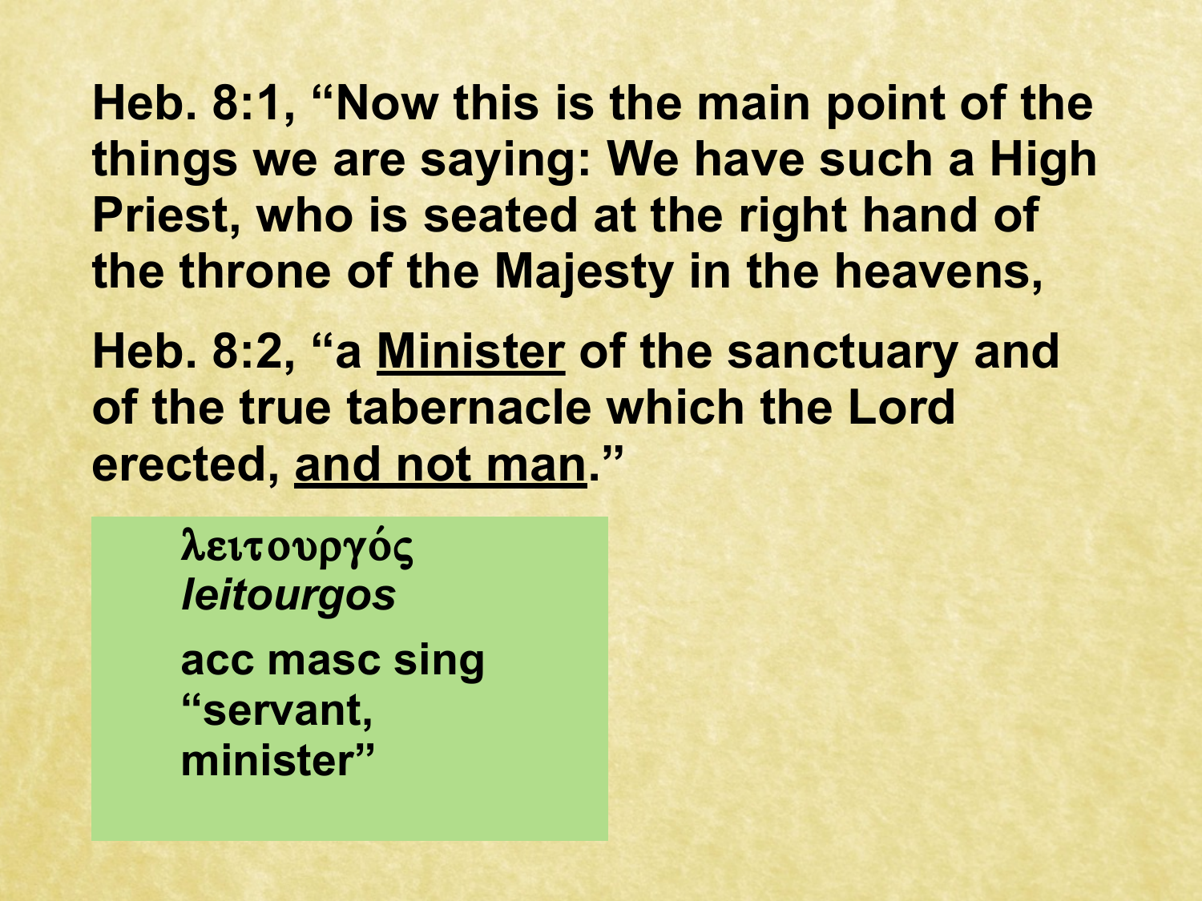**Heb. 8:1, "Now this is the main point of the things we are saying: We have such a High Priest, who is seated at the right hand of the throne of the Majesty in the heavens,**

**Heb. 8:2, "a <u>Minister</u> of the sanctuary and of the true tabernacle which the Lord erected, <u>and not man</u>."**

> **λειτουργός**
> ***leitourgos***
>
> **acc masc sing**
> **"servant, minister"**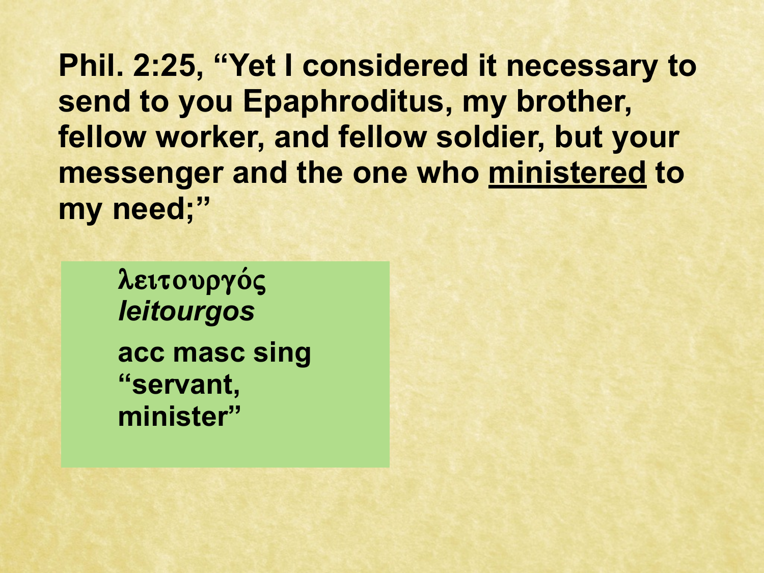**Phil. 2:25, “Yet I considered it necessary to send to you Epaphroditus, my brother, fellow worker, and fellow soldier, but your messenger and the one who <u>ministered</u> to my need;”**

**λειτουργός**
***leitourgos***
**acc masc sing**
**“servant, minister”**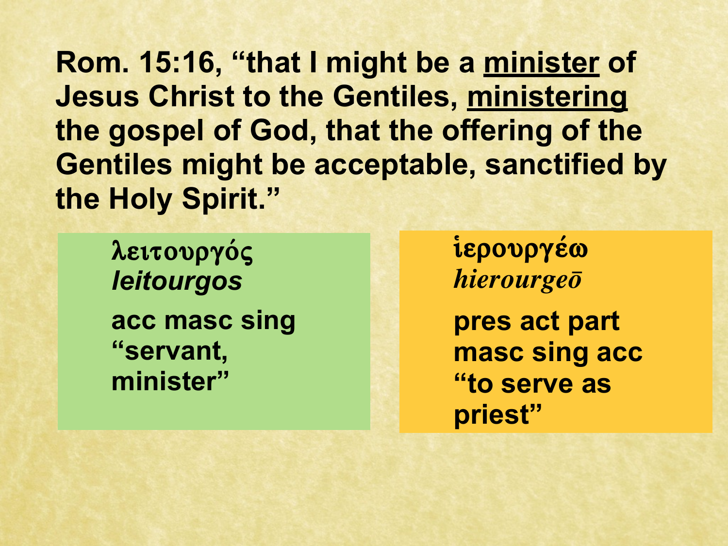**Rom. 15:16, "that I might be a <u>minister</u> of Jesus Christ to the Gentiles, <u>ministering</u> the gospel of God, that the offering of the Gentiles might be acceptable, sanctified by the Holy Spirit."**

**λειτουργός**
***leitourgos***
**acc masc sing**
**"servant, minister"**

**ἱερουργέω**
***hierourgeō***
**pres act part masc sing acc**
**"to serve as priest"**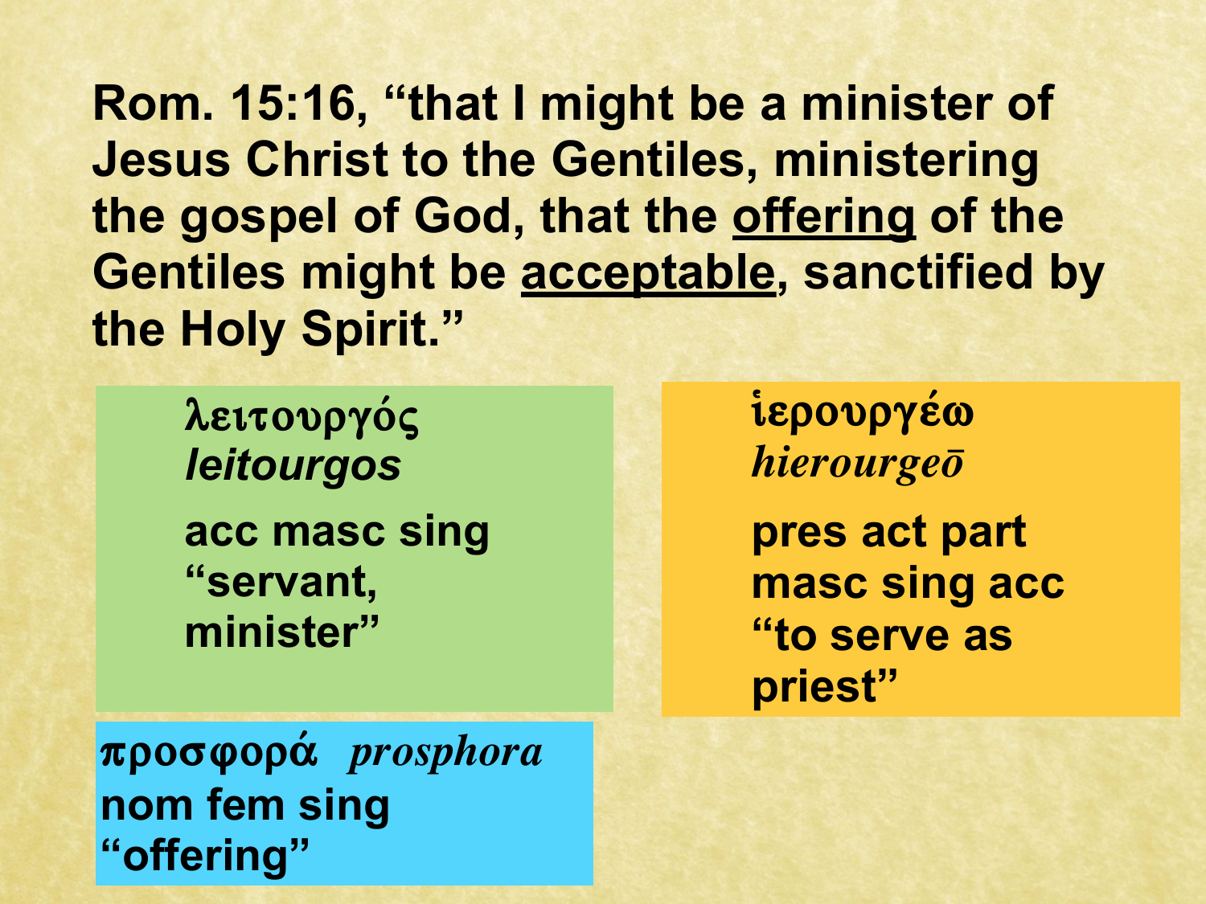**Rom. 15:16, "that I might be a minister of Jesus Christ to the Gentiles, ministering the gospel of God, that the <u>offering</u> of the Gentiles might be <u>acceptable</u>, sanctified by the Holy Spirit."**

**λειτουργός**
***leitourgos***
**acc masc sing**
**"servant, minister"**

**ἱερουργέω**
***hierourgeō***
**pres act part masc sing acc**
**"to serve as priest"**

**προσφορά** ***prosphora***
**nom fem sing**
**"offering"**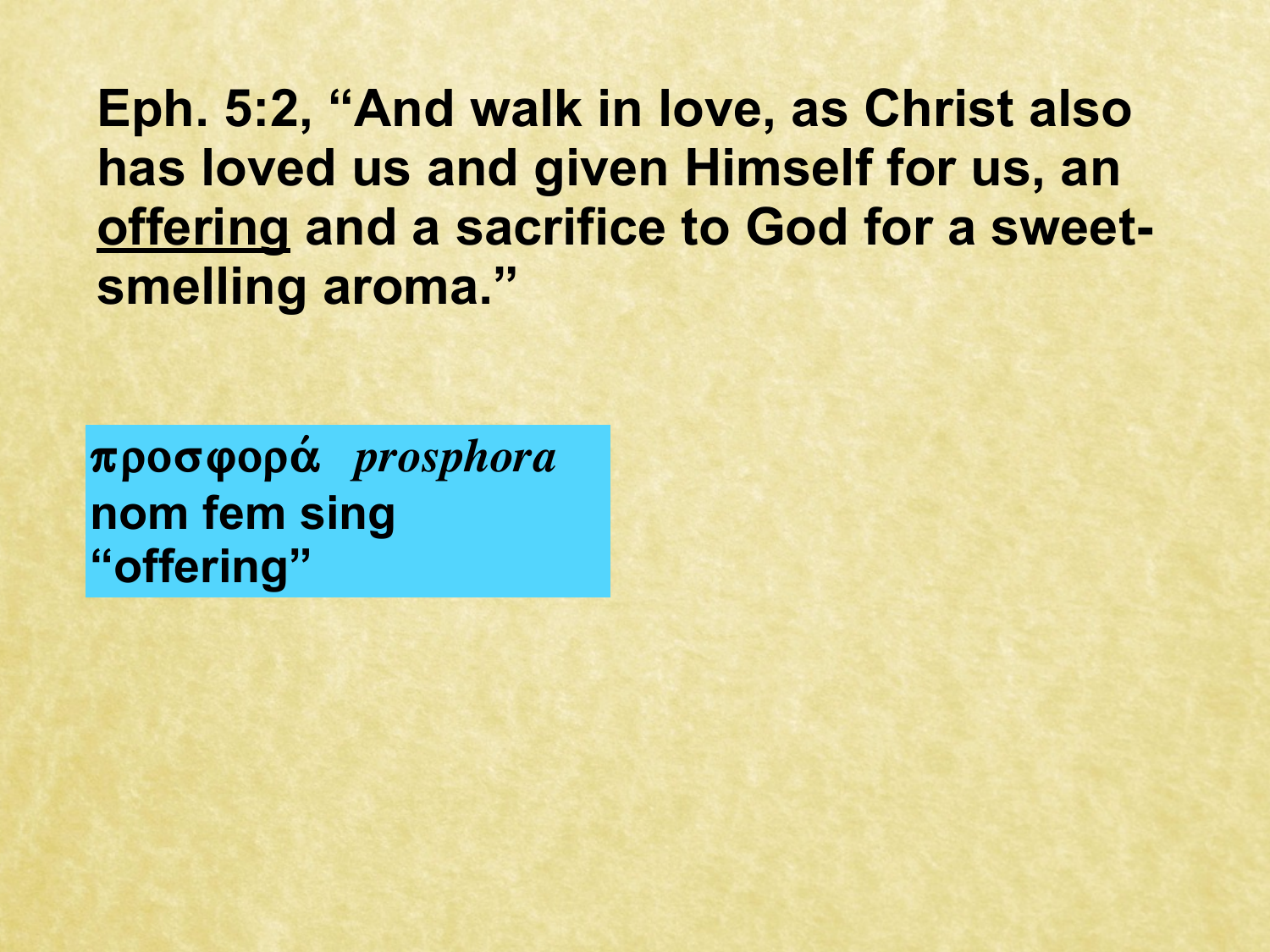**Eph. 5:2, "And walk in love, as Christ also has loved us and given Himself for us, an <u>offering</u> and a sacrifice to God for a sweet-smelling aroma."**

προσφορά *prosphora*
**nom fem sing**
**"offering"**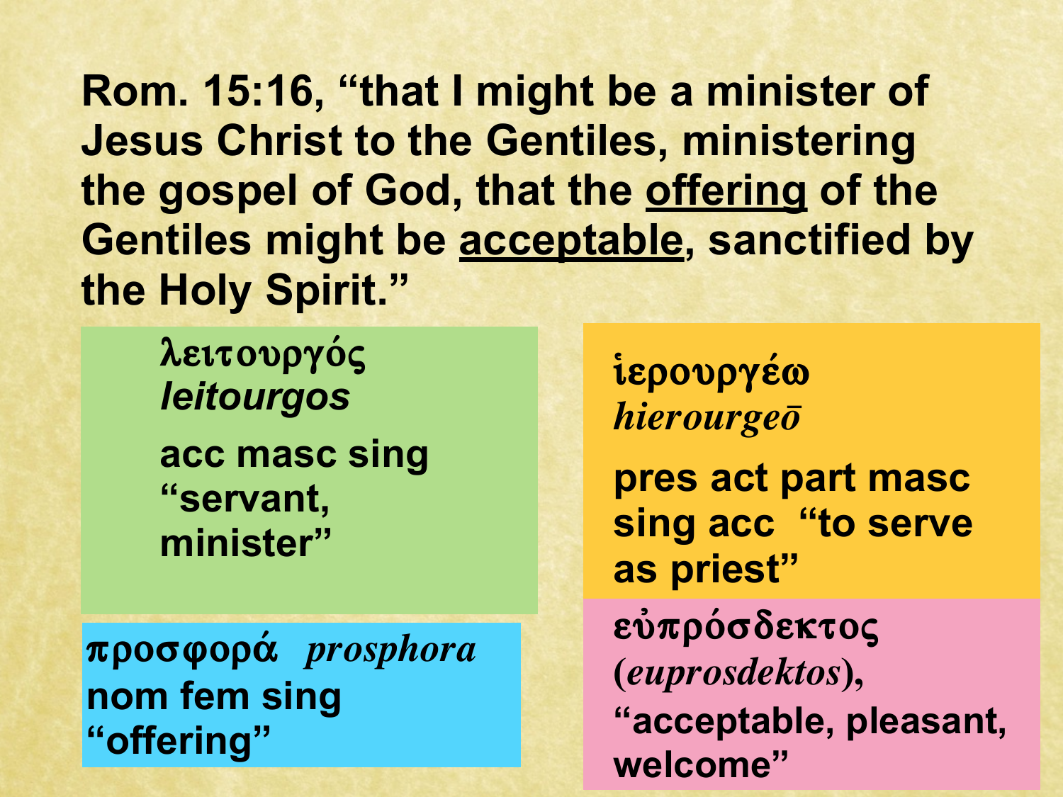**Rom. 15:16, "that I might be a minister of Jesus Christ to the Gentiles, ministering the gospel of God, that the offering of the Gentiles might be acceptable, sanctified by the Holy Spirit."**

**λειτουργός**
***leitourgos***
**acc masc sing "servant, minister"**

**ἱερουργέω**
***hierourgeō***
**pres act part masc sing acc "to serve as priest"**

**προσφορά** ***prosphora***
**nom fem sing "offering"**

**εὐπρόσδεκτος (*euprosdektos*), "acceptable, pleasant, welcome"**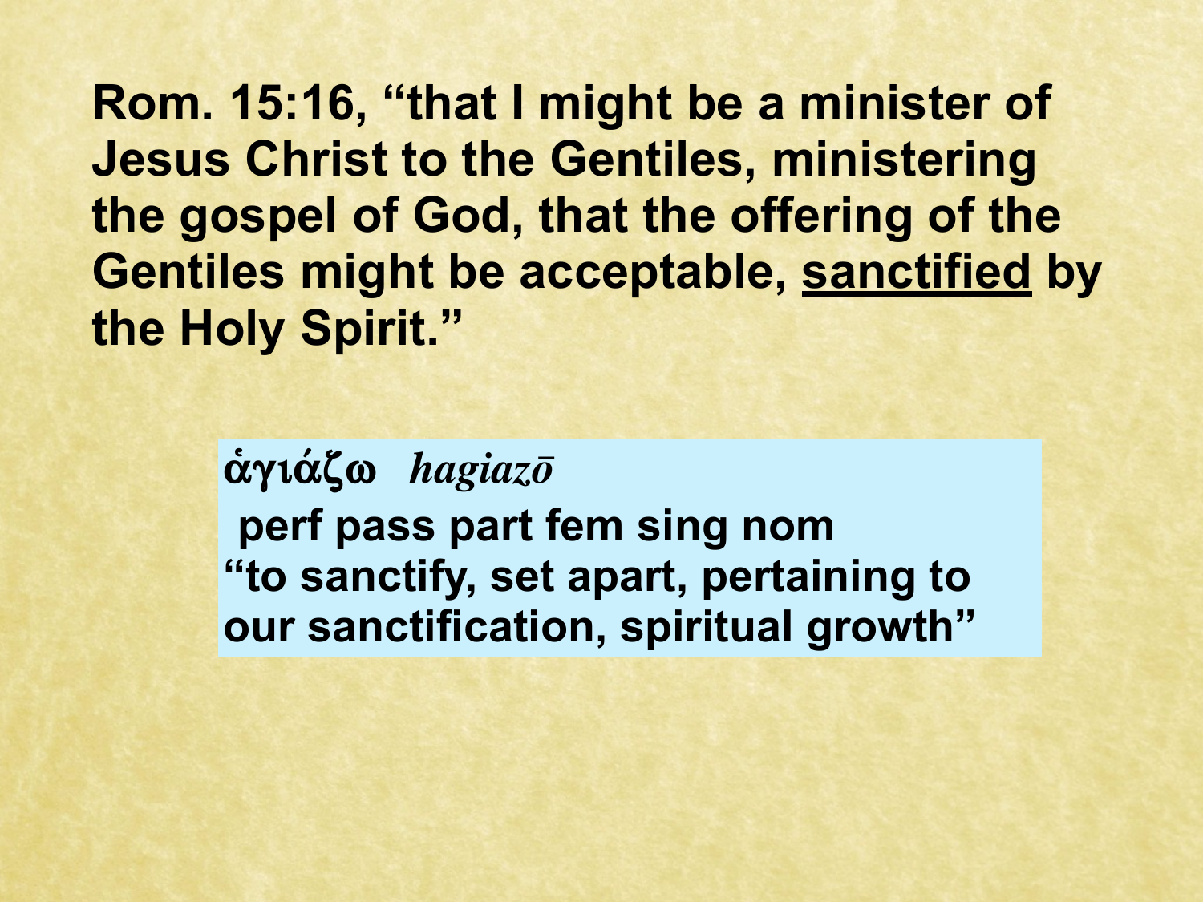**Rom. 15:16, "that I might be a minister of Jesus Christ to the Gentiles, ministering the gospel of God, that the offering of the Gentiles might be acceptable, <u>sanctified</u> by the Holy Spirit."**

**ἁγιάζω** ***hagiazō***
**perf pass part fem sing nom**
**"to sanctify, set apart, pertaining to our sanctification, spiritual growth"**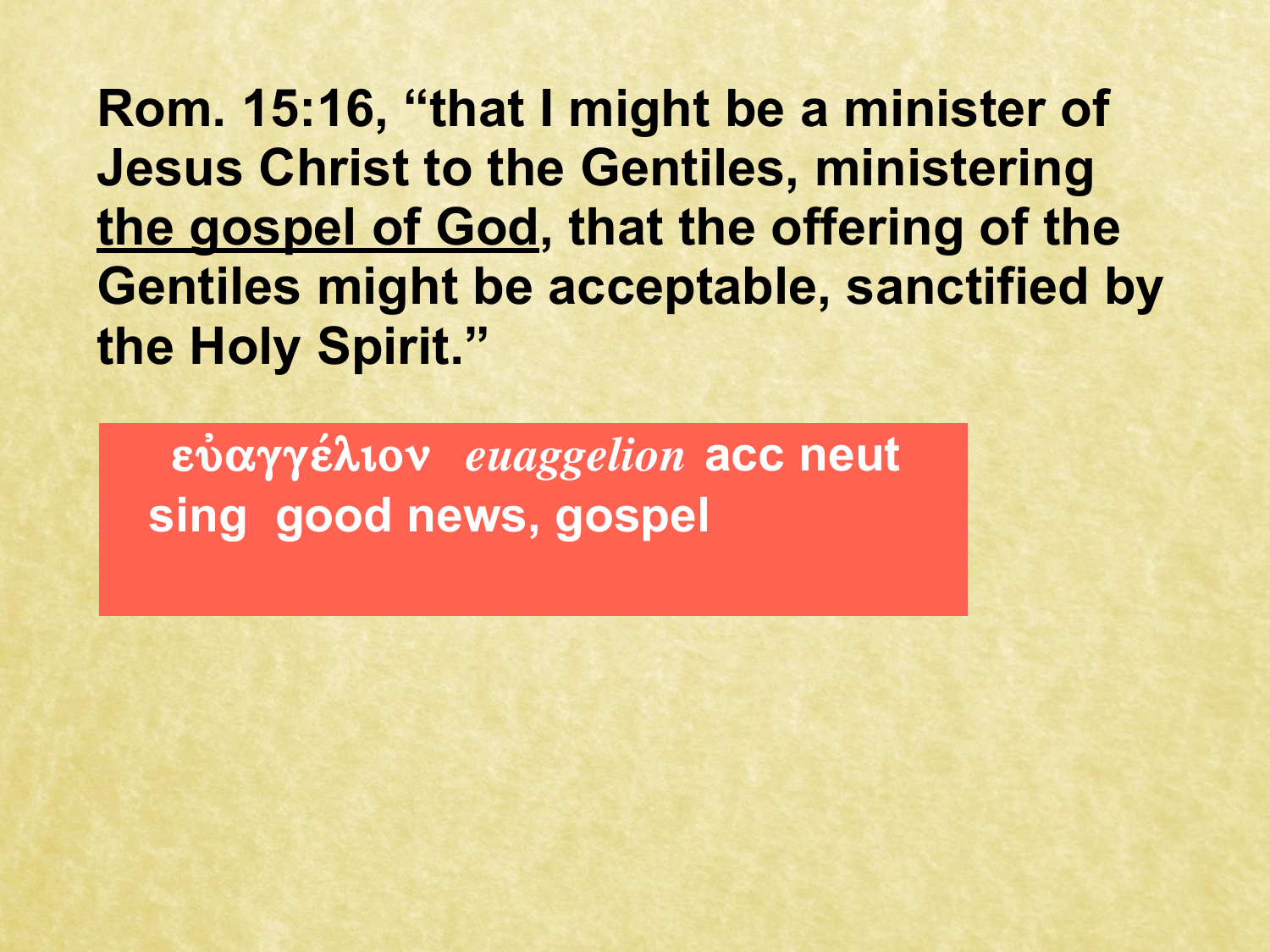**Rom. 15:16, "that I might be a minister of Jesus Christ to the Gentiles, ministering <u>the gospel of God</u>, that the offering of the Gentiles might be acceptable, sanctified by the Holy Spirit."**

**εὐαγγέλιον** ***euaggelion*** **acc neut sing good news, gospel**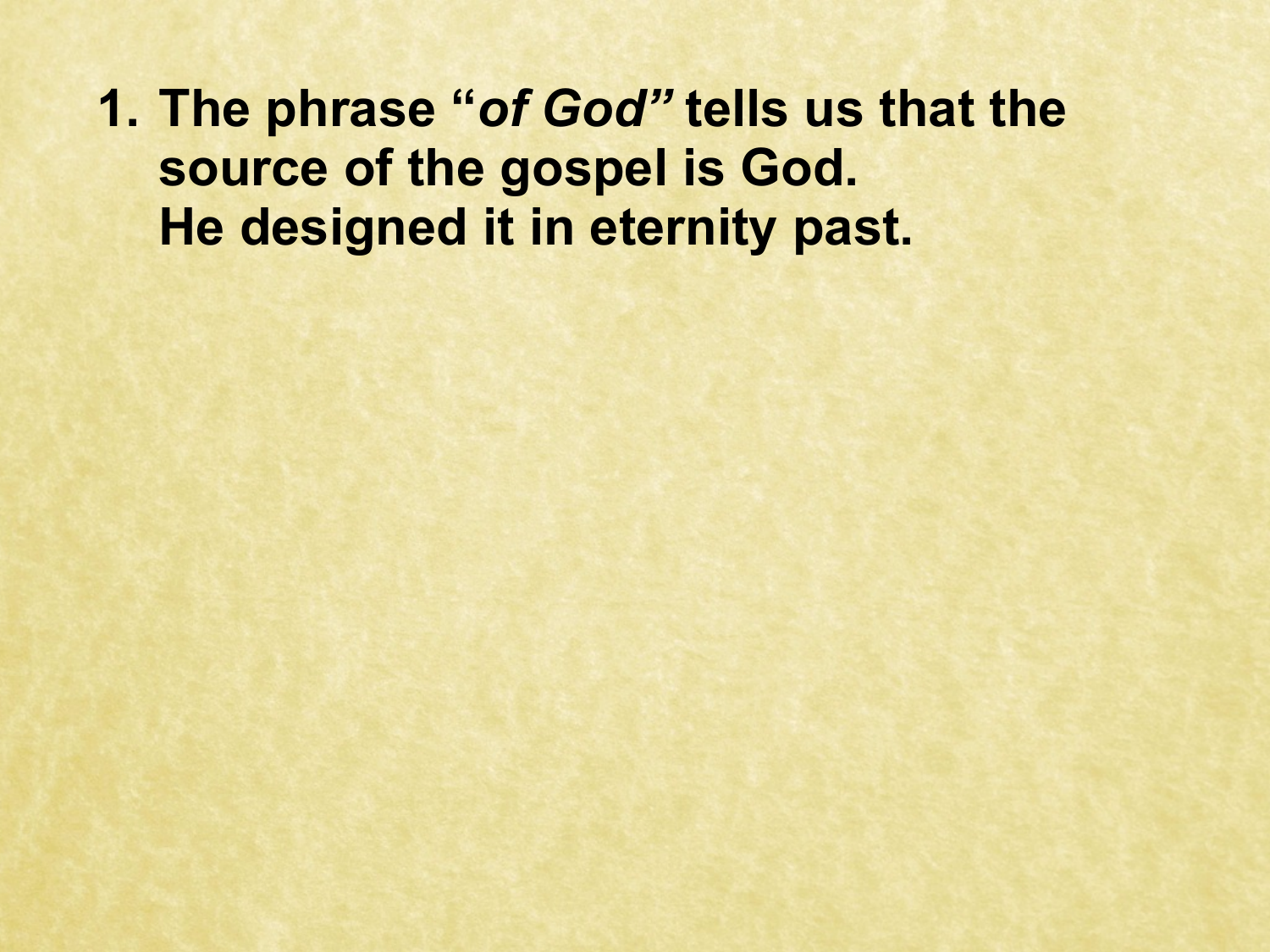1. **The phrase "*of God"* tells us that the source of the gospel is God. He designed it in eternity past.**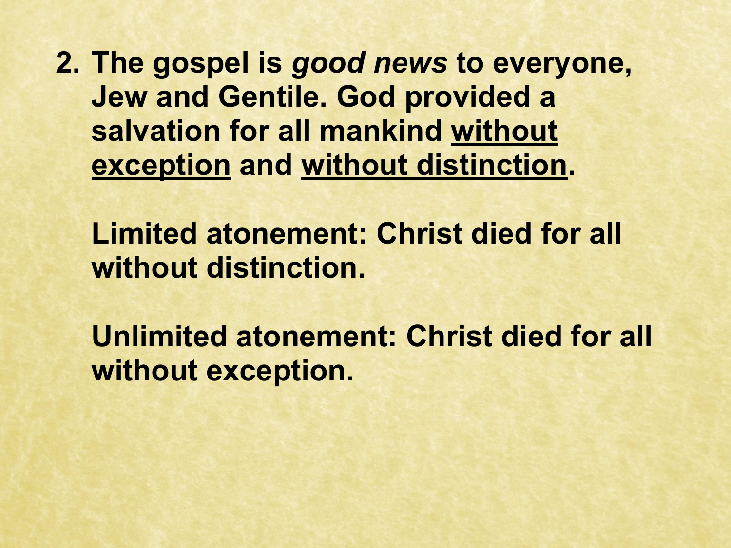2. **The gospel is *good news* to everyone, Jew and Gentile. God provided a salvation for all mankind <u>without exception</u> and <u>without distinction</u>.**

   **Limited atonement: Christ died for all without distinction.**

   **Unlimited atonement: Christ died for all without exception.**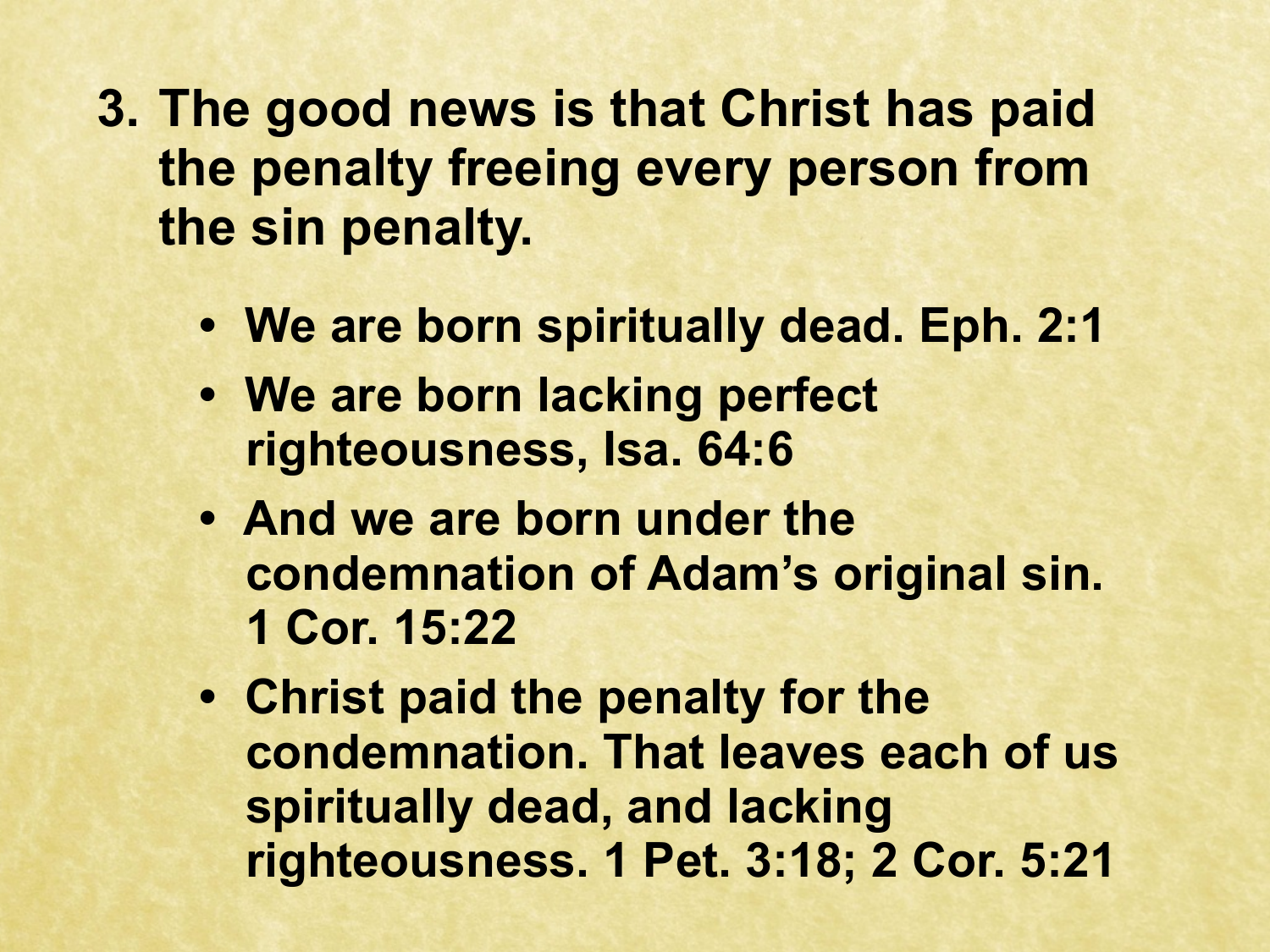3. **The good news is that Christ has paid the penalty freeing every person from the sin penalty.**
   - **We are born spiritually dead. Eph. 2:1**
   - **We are born lacking perfect righteousness, Isa. 64:6**
   - **And we are born under the condemnation of Adam's original sin. 1 Cor. 15:22**
   - **Christ paid the penalty for the condemnation. That leaves each of us spiritually dead, and lacking righteousness. 1 Pet. 3:18; 2 Cor. 5:21**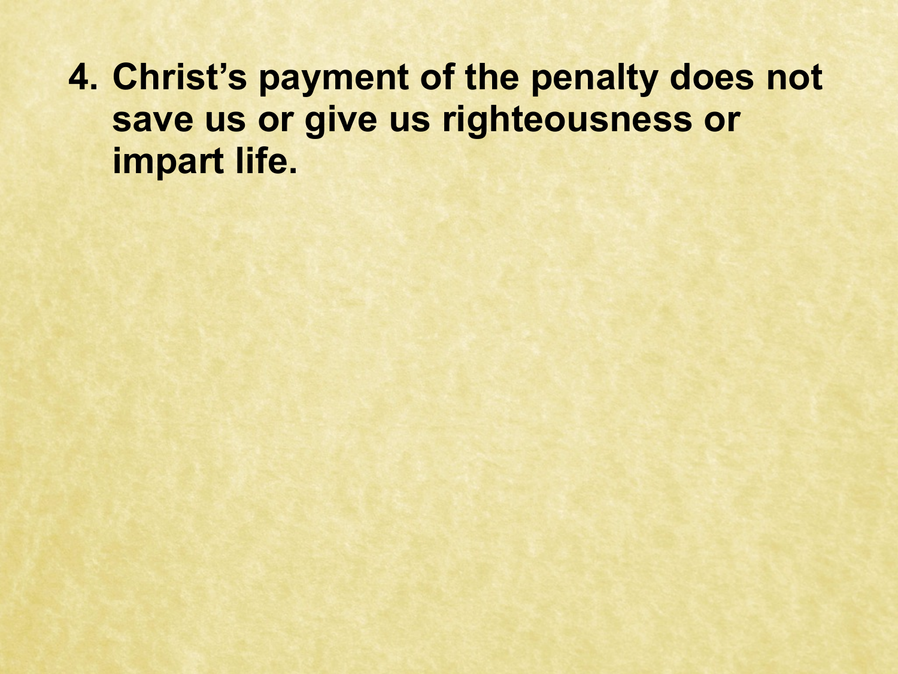4. **Christ's payment of the penalty does not save us or give us righteousness or impart life.**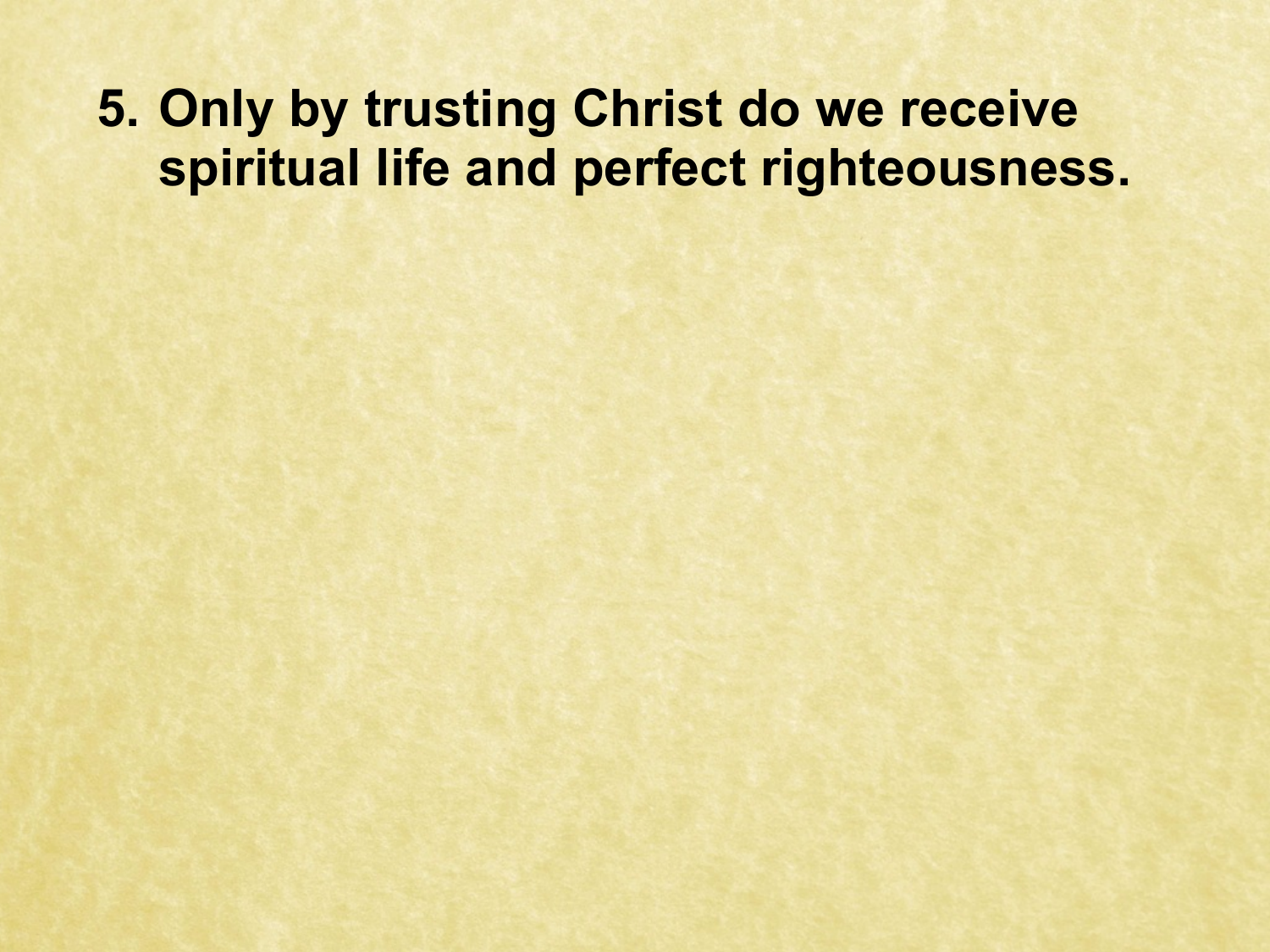5. **Only by trusting Christ do we receive spiritual life and perfect righteousness.**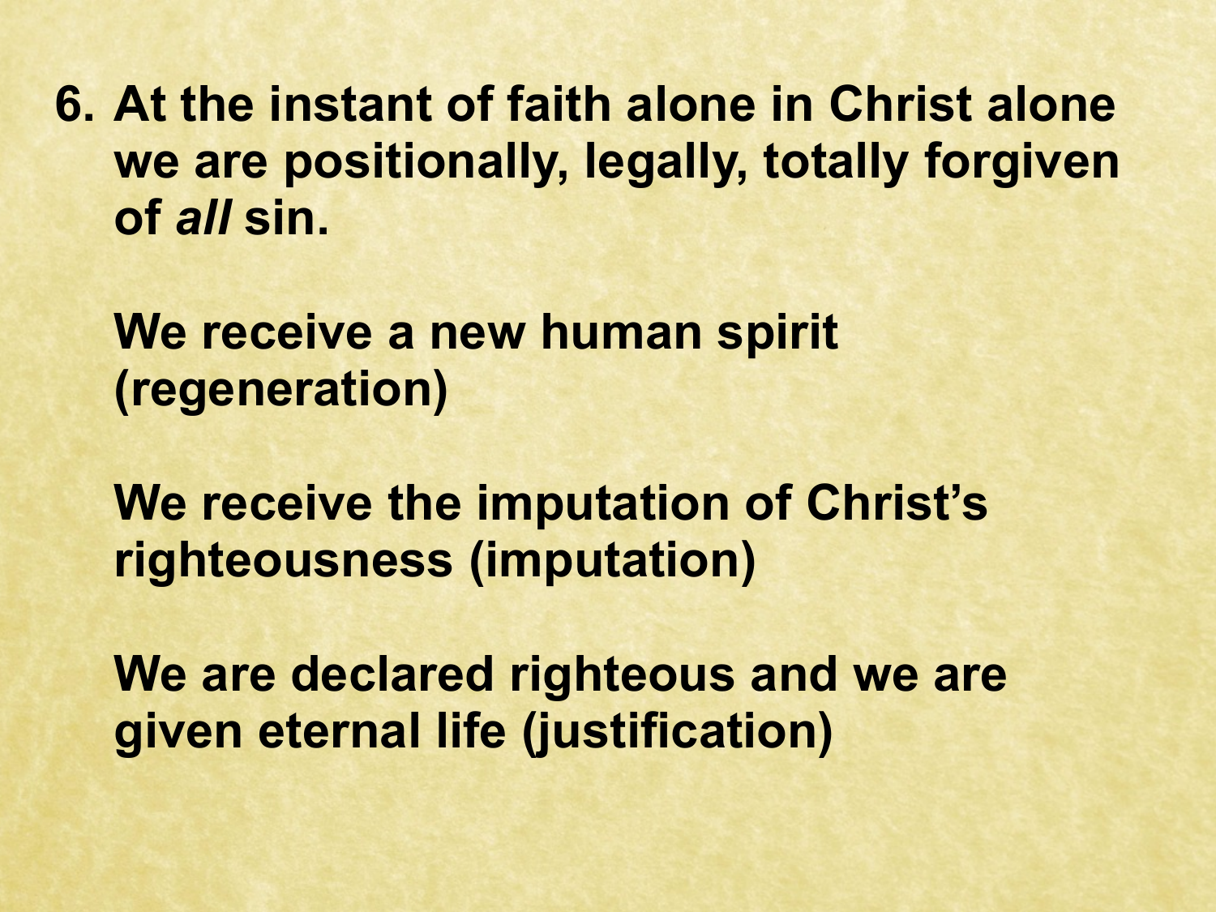6. **At the instant of faith alone in Christ alone we are positionally, legally, totally forgiven of *all* sin.**

   **We receive a new human spirit (regeneration)**

   **We receive the imputation of Christ's righteousness (imputation)**

   **We are declared righteous and we are given eternal life (justification)**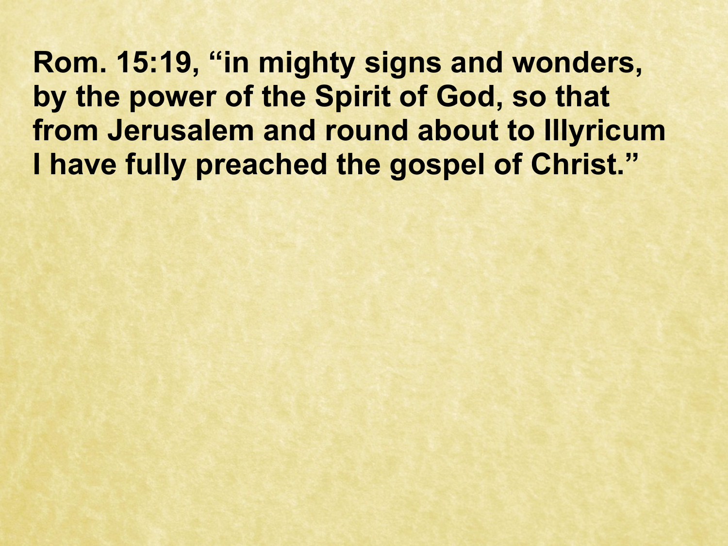**Rom. 15:19, "in mighty signs and wonders, by the power of the Spirit of God, so that from Jerusalem and round about to Illyricum I have fully preached the gospel of Christ."**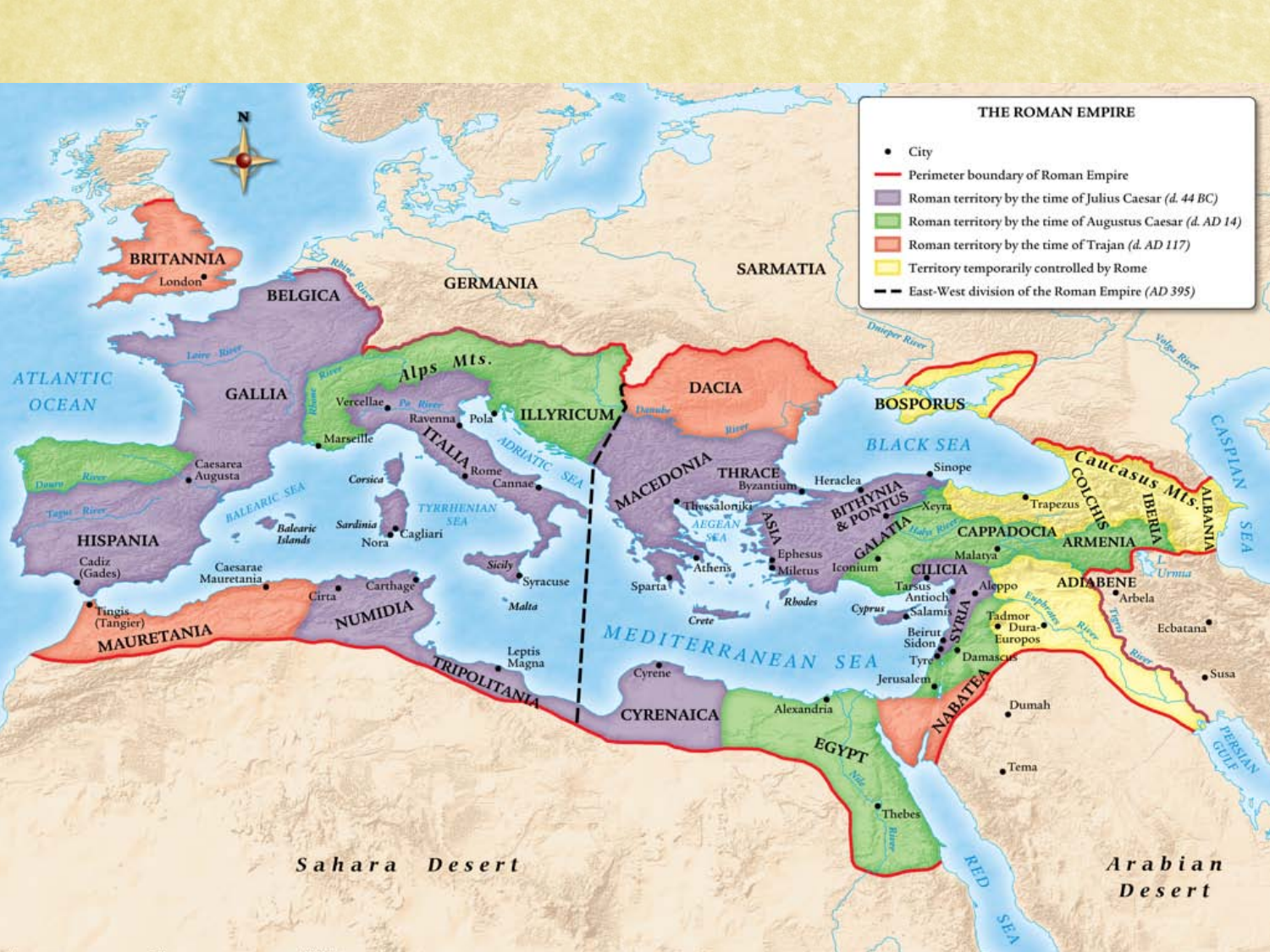### THE ROMAN EMPIRE

- City
- Perimeter boundary of Roman Empire
- Roman territory by the time of Julius Caesar *(d. 44 BC)*
- Roman territory by the time of Augustus Caesar *(d. AD 14)*
- Roman territory by the time of Trajan *(d. AD 117)*
- Territory temporarily controlled by Rome
- East-West division of the Roman Empire *(AD 395)*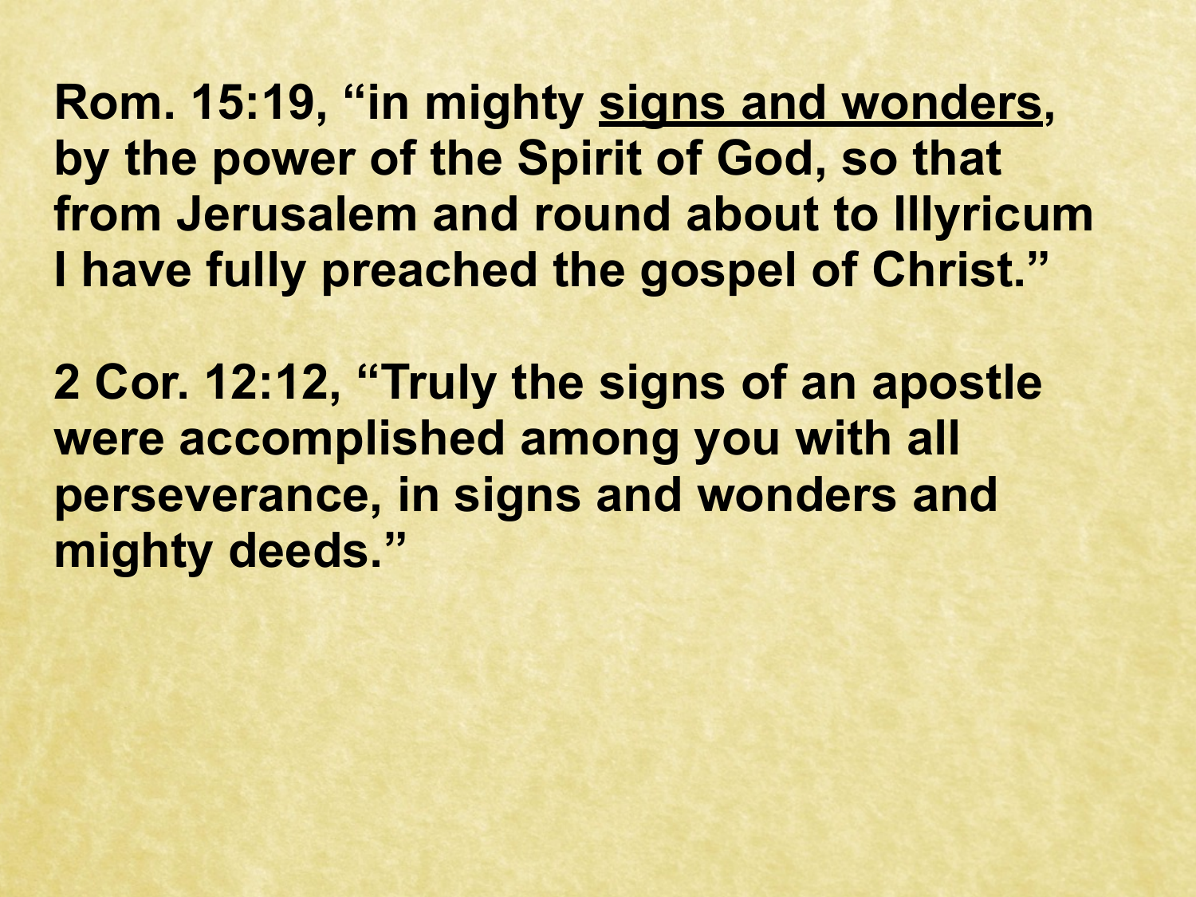**Rom. 15:19, "in mighty <u>signs and wonders</u>, by the power of the Spirit of God, so that from Jerusalem and round about to Illyricum I have fully preached the gospel of Christ."**

**2 Cor. 12:12, "Truly the signs of an apostle were accomplished among you with all perseverance, in signs and wonders and mighty deeds."**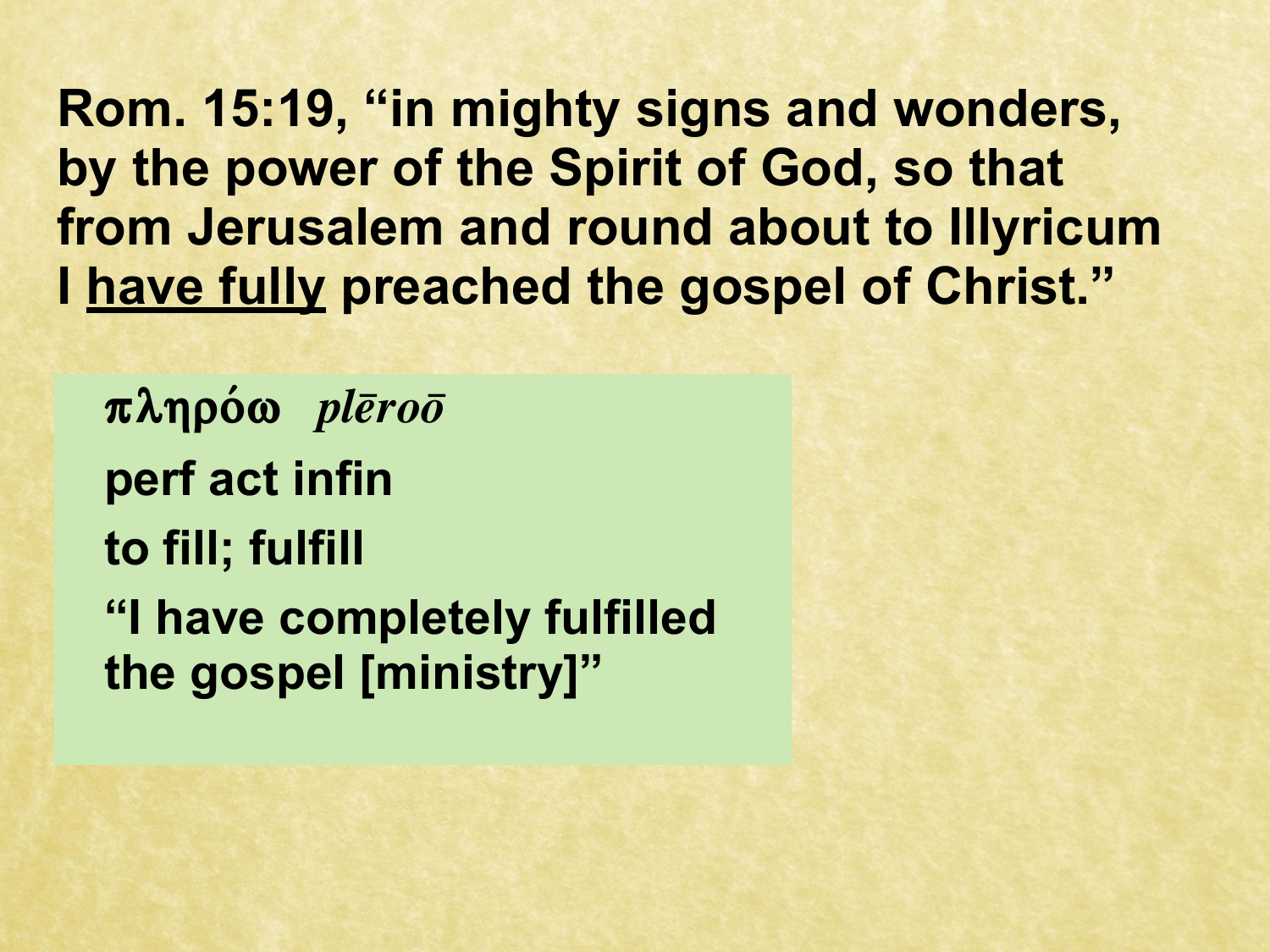**Rom. 15:19, "in mighty signs and wonders, by the power of the Spirit of God, so that from Jerusalem and round about to Illyricum I <u>have fully</u> preached the gospel of Christ."**

**πληρόω** ***plēroō***

**perf act infin**

**to fill; fulfill**

**"I have completely fulfilled the gospel [ministry]"**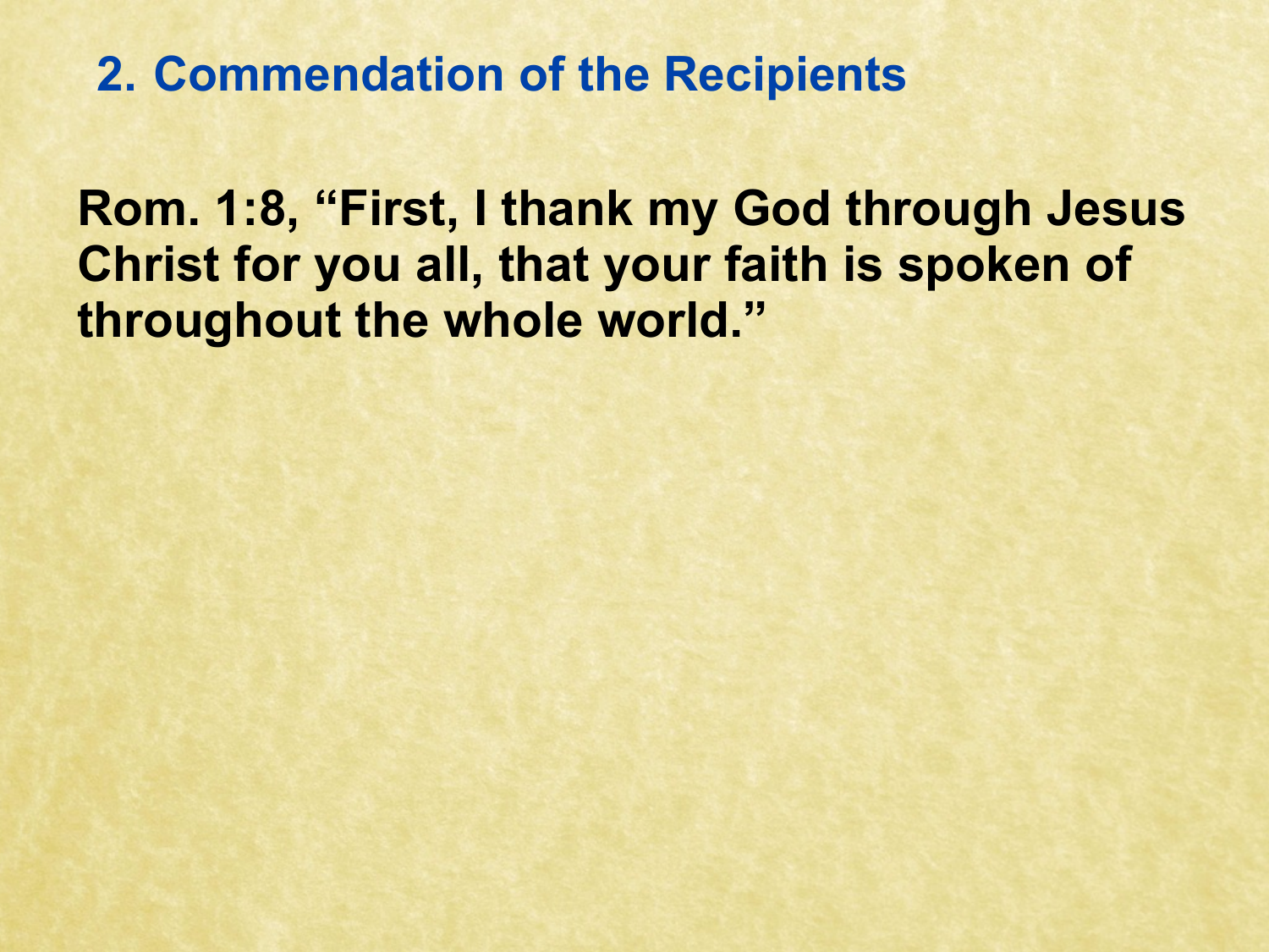## 2. Commendation of the Recipients

**Rom. 1:8, “First, I thank my God through Jesus Christ for you all, that your faith is spoken of throughout the whole world.”**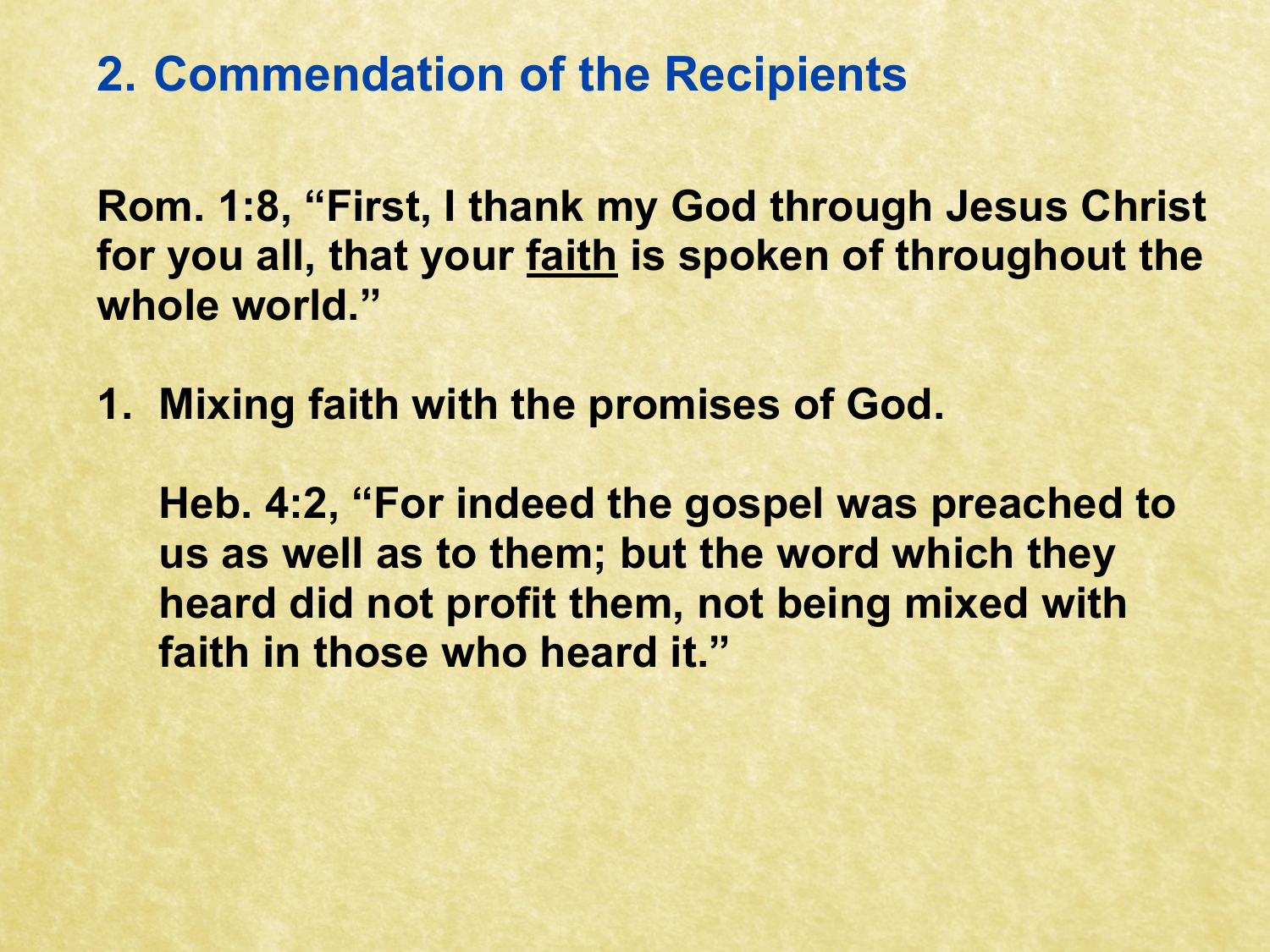## 2. Commendation of the Recipients

**Rom. 1:8, "First, I thank my God through Jesus Christ for you all, that your <u>faith</u> is spoken of throughout the whole world."**

1. **Mixing faith with the promises of God.**

   **Heb. 4:2, "For indeed the gospel was preached to us as well as to them; but the word which they heard did not profit them, not being mixed with faith in those who heard it."**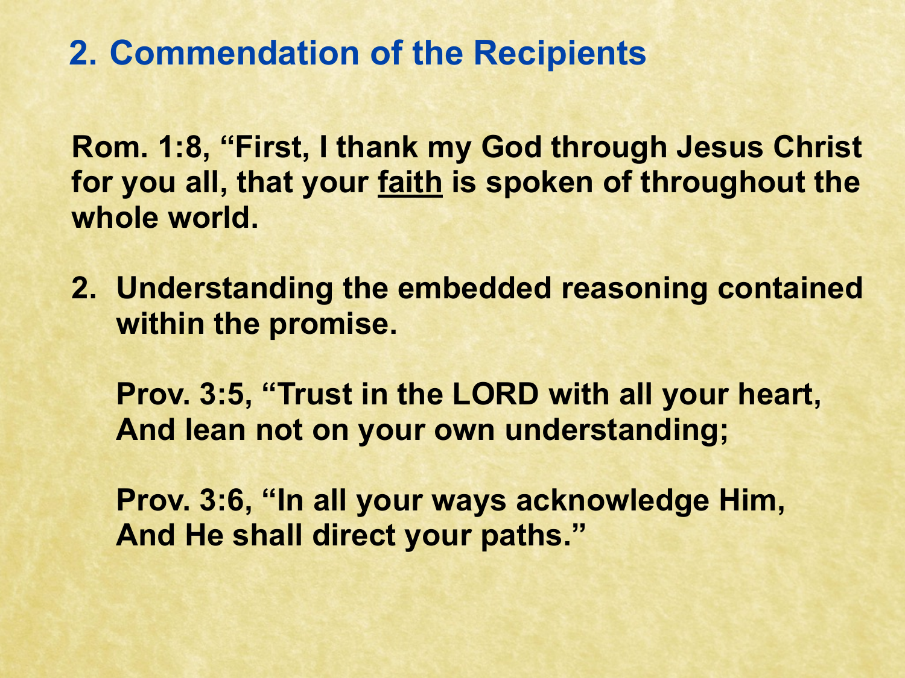## 2. Commendation of the Recipients

**Rom. 1:8, “First, I thank my God through Jesus Christ for you all, that your <u>faith</u> is spoken of throughout the whole world.**

**2. Understanding the embedded reasoning contained within the promise.**

**Prov. 3:5, “Trust in the LORD with all your heart, And lean not on your own understanding;**

**Prov. 3:6, “In all your ways acknowledge Him, And He shall direct your paths.”**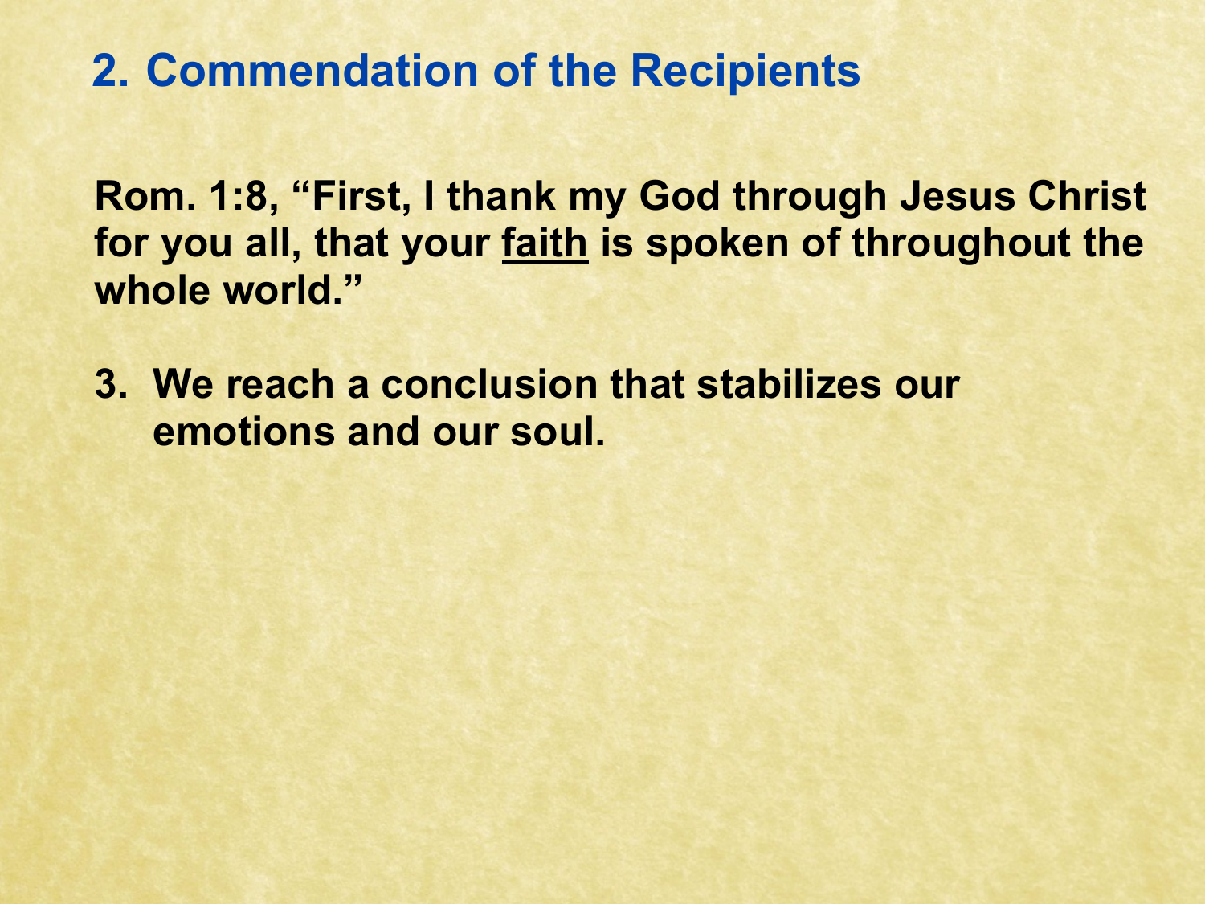## 2. Commendation of the Recipients

**Rom. 1:8, "First, I thank my God through Jesus Christ for you all, that your <u>faith</u> is spoken of throughout the whole world."**

**3. We reach a conclusion that stabilizes our emotions and our soul.**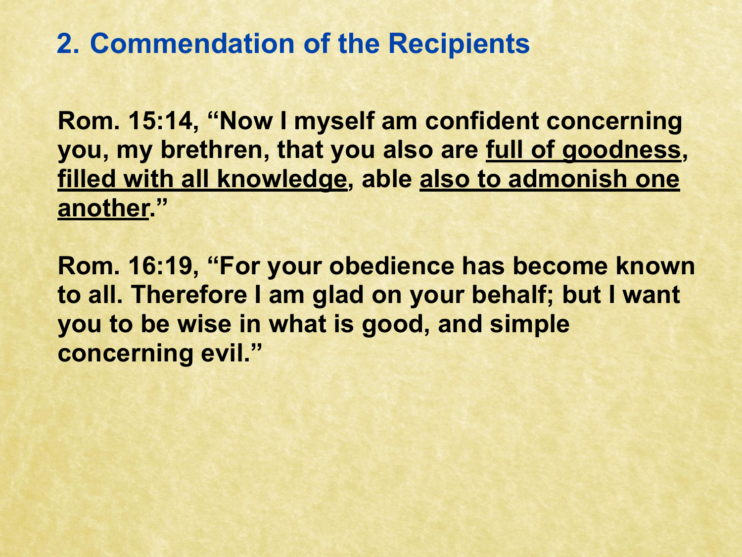## 2. Commendation of the Recipients

**Rom. 15:14, "Now I myself am confident concerning you, my brethren, that you also are <u>full of goodness</u>, <u>filled with all knowledge</u>, able <u>also to admonish one another</u>."**

**Rom. 16:19, "For your obedience has become known to all. Therefore I am glad on your behalf; but I want you to be wise in what is good, and simple concerning evil."**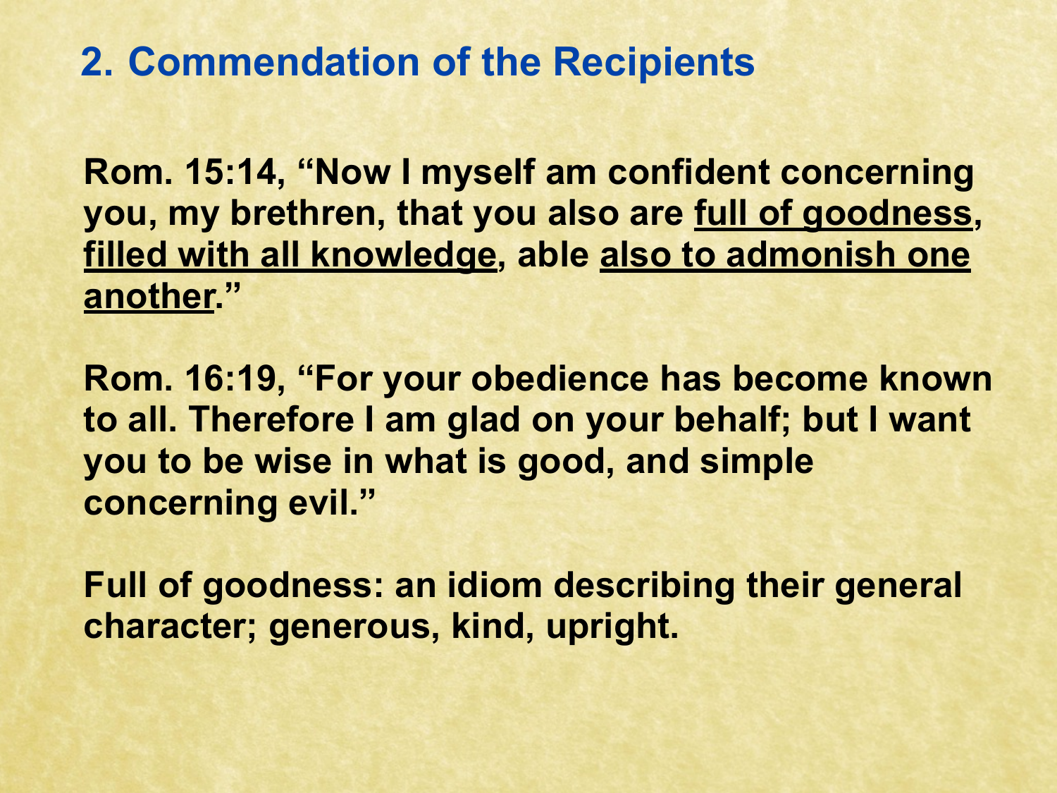## 2. Commendation of the Recipients

**Rom. 15:14, "Now I myself am confident concerning you, my brethren, that you also are <u>full of goodness</u>, <u>filled with all knowledge</u>, able <u>also to admonish one another</u>."**

**Rom. 16:19, "For your obedience has become known to all. Therefore I am glad on your behalf; but I want you to be wise in what is good, and simple concerning evil."**

**Full of goodness: an idiom describing their general character; generous, kind, upright.**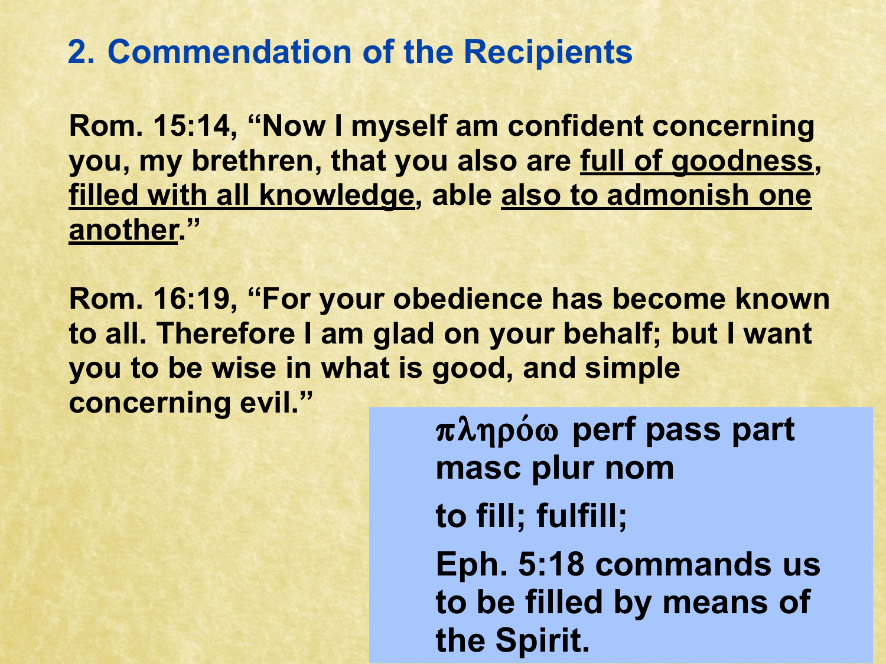## 2. Commendation of the Recipients

**Rom. 15:14, "Now I myself am confident concerning you, my brethren, that you also are <u>full of goodness</u>, <u>filled with all knowledge</u>, able <u>also to admonish one another</u>."**

**Rom. 16:19, "For your obedience has become known to all. Therefore I am glad on your behalf; but I want you to be wise in what is good, and simple concerning evil."**

**πληρόω perf pass part masc plur nom**

**to fill; fulfill;**

**Eph. 5:18 commands us to be filled by means of the Spirit.**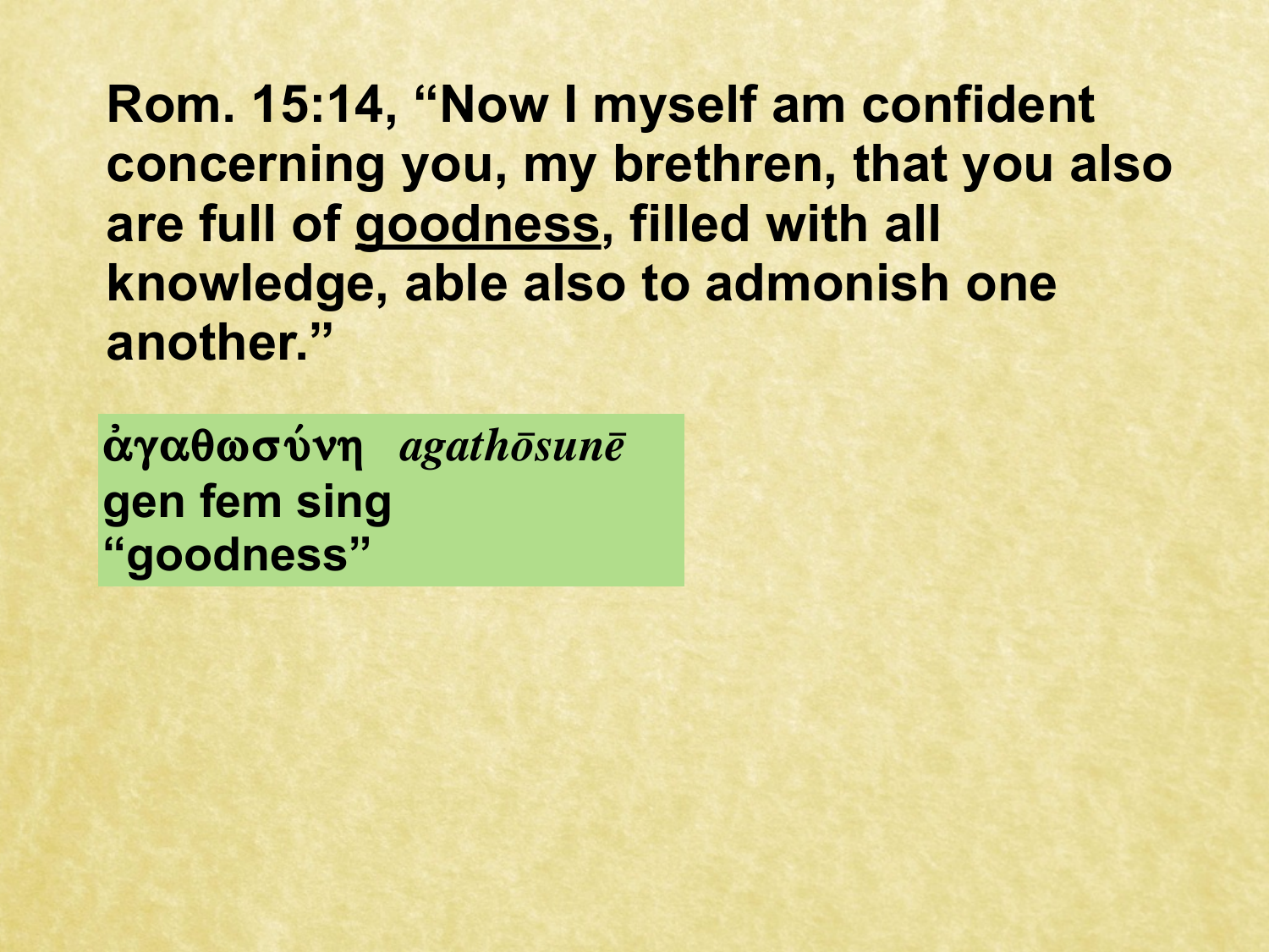**Rom. 15:14, "Now I myself am confident concerning you, my brethren, that you also are full of <u>goodness</u>, filled with all knowledge, able also to admonish one another."**

**ἀγαθωσύνη** ***agathōsunē***
**gen fem sing**
**"goodness"**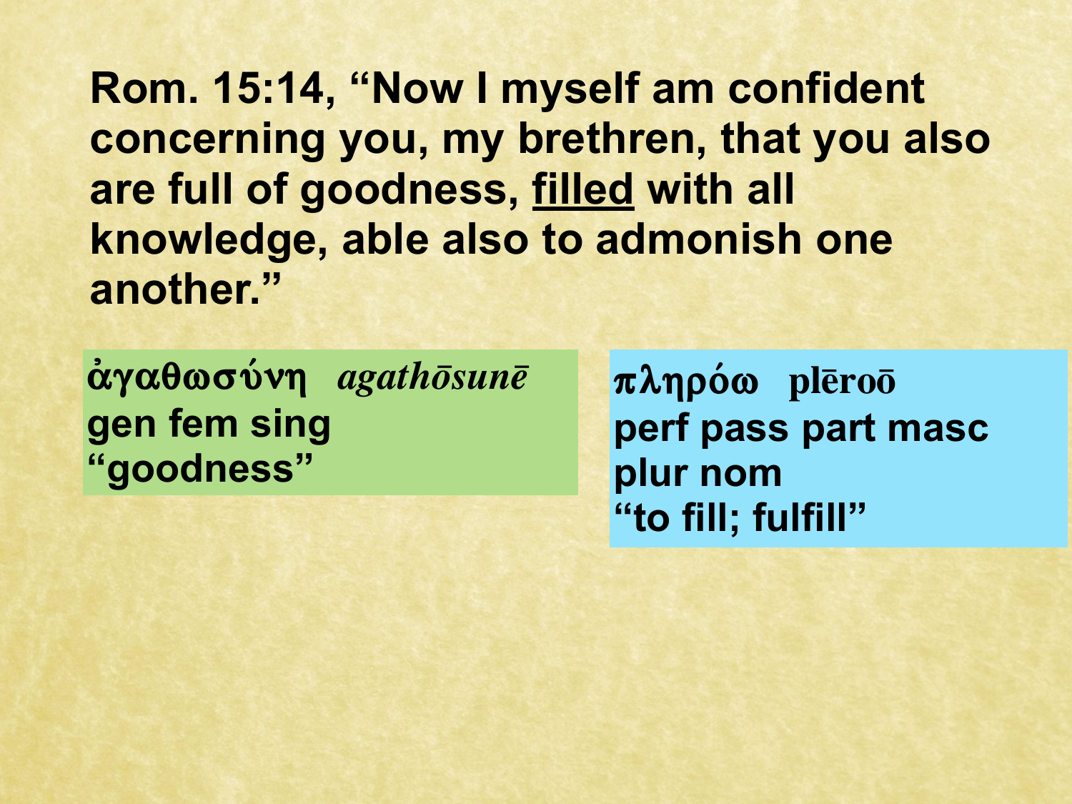**Rom. 15:14, "Now I myself am confident concerning you, my brethren, that you also are full of goodness, <u>filled</u> with all knowledge, able also to admonish one another."**

**ἀγαθωσύνη** *agathōsunē*
**gen fem sing**
**"goodness"**

**πληρόω plēroō**
**perf pass part masc plur nom**
**"to fill; fulfill"**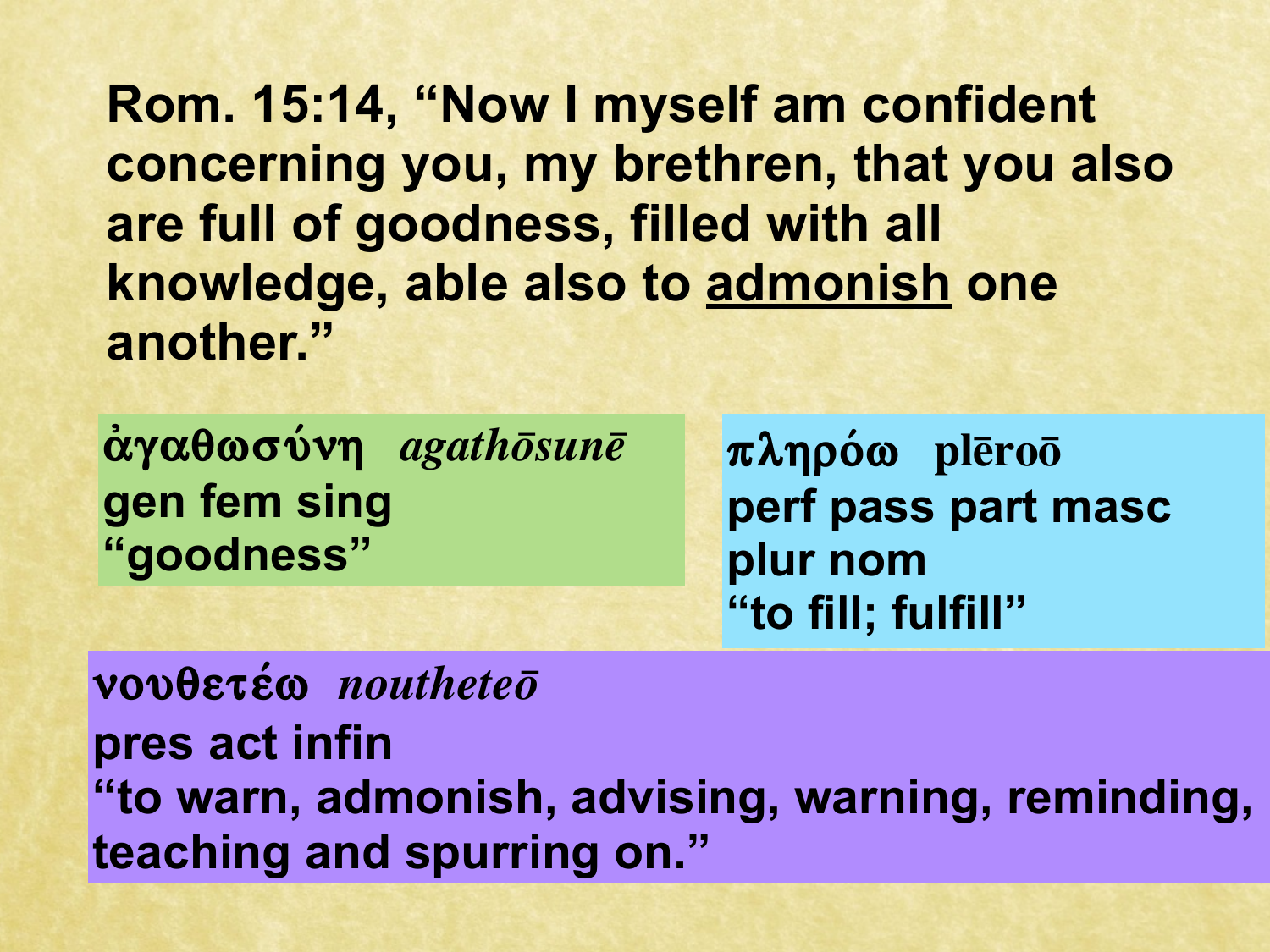**Rom. 15:14, "Now I myself am confident concerning you, my brethren, that you also are full of goodness, filled with all knowledge, able also to <u>admonish</u> one another."**

**ἀγαθωσύνη** *agathōsunē*
**gen fem sing**
**"goodness"**

**πληρόω plēroō**
**perf pass part masc plur nom**
**"to fill; fulfill"**

**νουθετέω** *noutheteō*
**pres act infin**
**"to warn, admonish, advising, warning, reminding, teaching and spurring on."**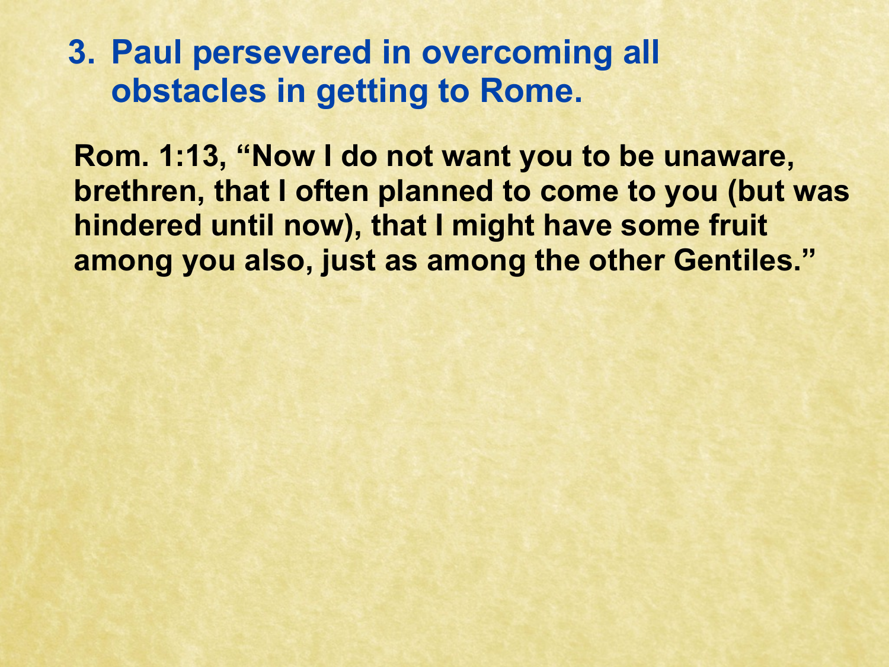### 3. Paul persevered in overcoming all obstacles in getting to Rome.

**Rom. 1:13, "Now I do not want you to be unaware, brethren, that I often planned to come to you (but was hindered until now), that I might have some fruit among you also, just as among the other Gentiles."**